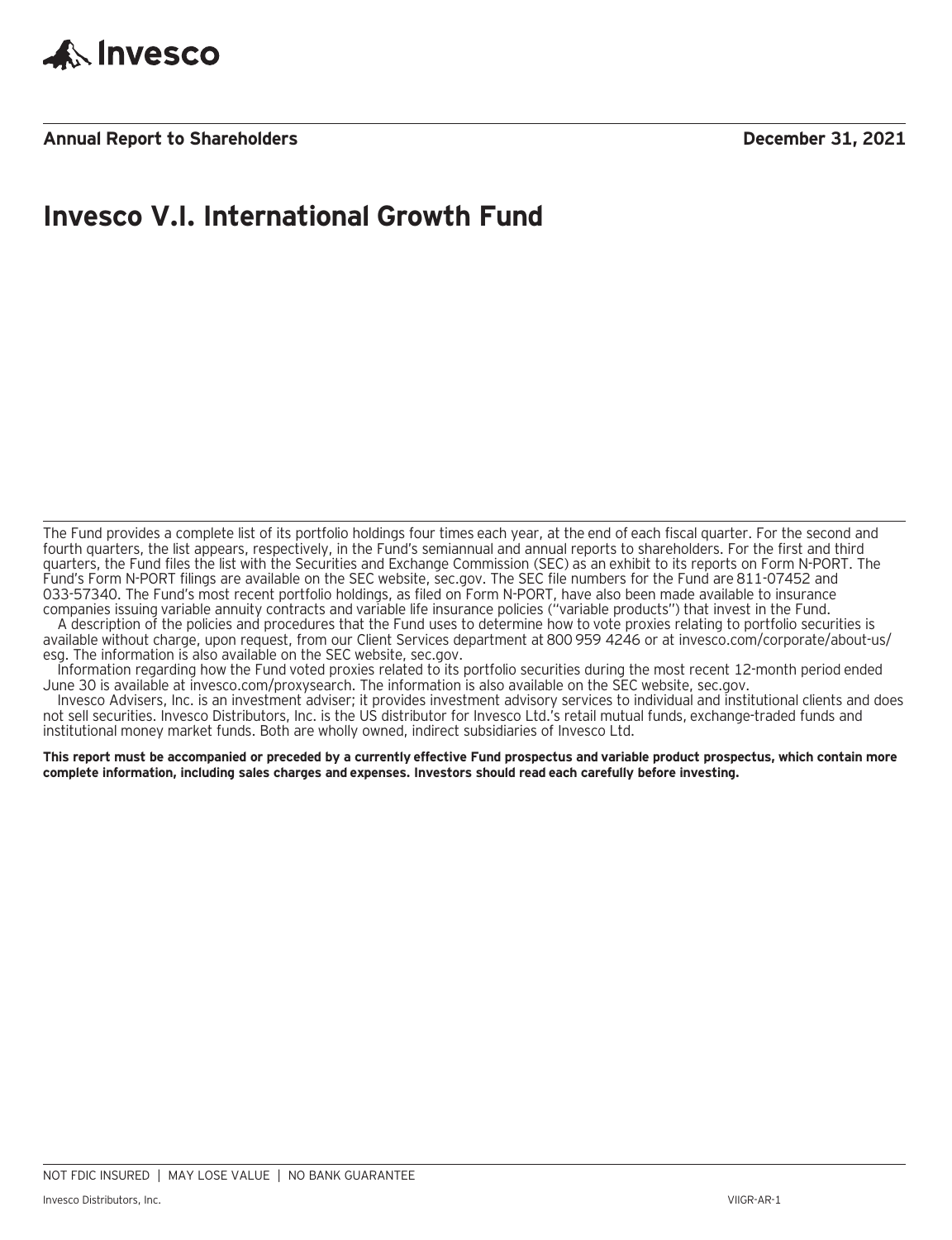Invesco

**Annual Report to Shareholders** **December 31, 2021**

# Invesco V.I. International Growth Fund

The Fund provides a complete list of its portfolio holdings four times each year, at the end of each fiscal quarter. For the second and fourth quarters, the list appears, respectively, in the Fund's semiannual and annual reports to shareholders. For the first and third quarters, the Fund files the list with the Securities and Exchange Commission (SEC) as an exhibit to its reports on Form N-PORT. The Fund's Form N-PORT filings are available on the SEC website, sec.gov. The SEC file numbers for the Fund are 811-07452 and 033-57340. The Fund's most recent portfolio holdings, as filed on Form N-PORT, have also been made available to insurance companies issuing variable annuity contracts and variable life insurance policies ("variable products") that invest in the Fund.

A description of the policies and procedures that the Fund uses to determine how to vote proxies relating to portfolio securities is available without charge, upon request, from our Client Services department at 800 959 4246 or at invesco.com/corporate/about-us/esg. The information is also available on the SEC website, sec.gov.

Information regarding how the Fund voted proxies related to its portfolio securities during the most recent 12-month period ended June 30 is available at invesco.com/proxysearch. The information is also available on the SEC website, sec.gov.

Invesco Advisers, Inc. is an investment adviser; it provides investment advisory services to individual and institutional clients and does not sell securities. Invesco Distributors, Inc. is the US distributor for Invesco Ltd.'s retail mutual funds, exchange-traded funds and institutional money market funds. Both are wholly owned, indirect subsidiaries of Invesco Ltd.

**This report must be accompanied or preceded by a currently effective Fund prospectus and variable product prospectus, which contain more complete information, including sales charges and expenses. Investors should read each carefully before investing.**

NOT FDIC INSURED | MAY LOSE VALUE | NO BANK GUARANTEE

Invesco Distributors, Inc. VIIGR-AR-1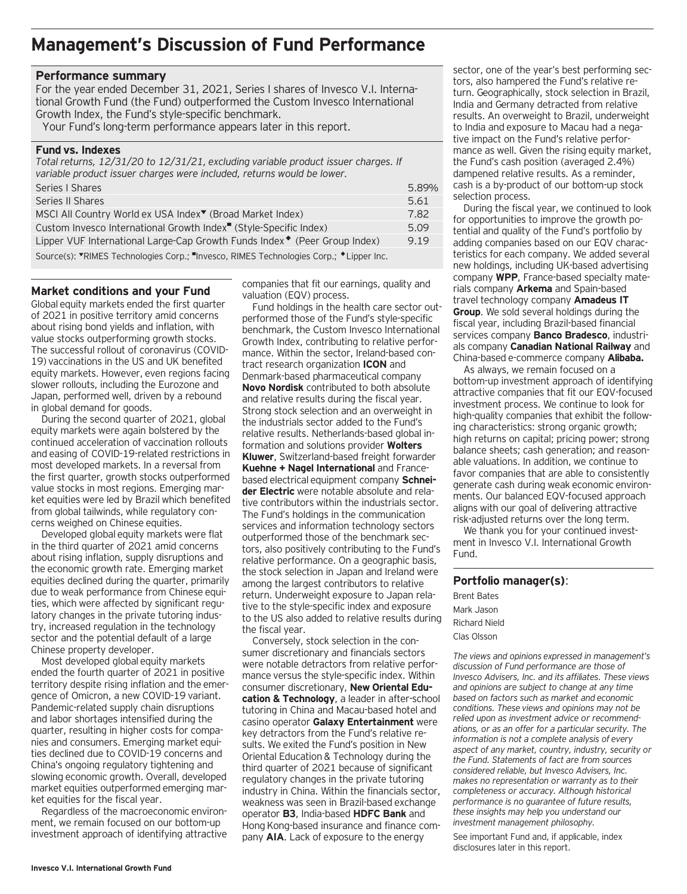# Management's Discussion of Fund Performance

## Performance summary

For the year ended December 31, 2021, Series I shares of Invesco V.I. International Growth Fund (the Fund) outperformed the Custom Invesco International Growth Index, the Fund's style-specific benchmark.

Your Fund's long-term performance appears later in this report.

### Fund vs. Indexes

*Total returns, 12/31/20 to 12/31/21, excluding variable product issuer charges. If variable product issuer charges were included, returns would be lower.*

| | |
|---|---|
| Series I Shares | 5.89% |
| Series II Shares | 5.61 |
| MSCI All Country World ex USA Index▼ (Broad Market Index) | 7.82 |
| Custom Invesco International Growth Index■ (Style-Specific Index) | 5.09 |
| Lipper VUF International Large-Cap Growth Funds Index◆ (Peer Group Index) | 9.19 |

Source(s): ▼RIMES Technologies Corp.; ■Invesco, RIMES Technologies Corp.; ◆Lipper Inc.

## Market conditions and your Fund

Global equity markets ended the first quarter of 2021 in positive territory amid concerns about rising bond yields and inflation, with value stocks outperforming growth stocks. The successful rollout of coronavirus (COVID-19) vaccinations in the US and UK benefited equity markets. However, even regions facing slower rollouts, including the Eurozone and Japan, performed well, driven by a rebound in global demand for goods.

During the second quarter of 2021, global equity markets were again bolstered by the continued acceleration of vaccination rollouts and easing of COVID-19-related restrictions in most developed markets. In a reversal from the first quarter, growth stocks outperformed value stocks in most regions. Emerging market equities were led by Brazil which benefited from global tailwinds, while regulatory concerns weighed on Chinese equities.

Developed global equity markets were flat in the third quarter of 2021 amid concerns about rising inflation, supply disruptions and the economic growth rate. Emerging market equities declined during the quarter, primarily due to weak performance from Chinese equities, which were affected by significant regulatory changes in the private tutoring industry, increased regulation in the technology sector and the potential default of a large Chinese property developer.

Most developed global equity markets ended the fourth quarter of 2021 in positive territory despite rising inflation and the emergence of Omicron, a new COVID-19 variant. Pandemic-related supply chain disruptions and labor shortages intensified during the quarter, resulting in higher costs for companies and consumers. Emerging market equities declined due to COVID-19 concerns and China's ongoing regulatory tightening and slowing economic growth. Overall, developed market equities outperformed emerging market equities for the fiscal year.

Regardless of the macroeconomic environment, we remain focused on our bottom-up investment approach of identifying attractive companies that fit our earnings, quality and valuation (EQV) process.

Fund holdings in the health care sector outperformed those of the Fund's style-specific benchmark, the Custom Invesco International Growth Index, contributing to relative performance. Within the sector, Ireland-based contract research organization **ICON** and Denmark-based pharmaceutical company **Novo Nordisk** contributed to both absolute and relative results during the fiscal year. Strong stock selection and an overweight in the industrials sector added to the Fund's relative results. Netherlands-based global information and solutions provider **Wolters Kluwer**, Switzerland-based freight forwarder **Kuehne + Nagel International** and France-based electrical equipment company **Schneider Electric** were notable absolute and relative contributors within the industrials sector. The Fund's holdings in the communication services and information technology sectors outperformed those of the benchmark sectors, also positively contributing to the Fund's relative performance. On a geographic basis, the stock selection in Japan and Ireland were among the largest contributors to relative return. Underweight exposure to Japan relative to the style-specific index and exposure to the US also added to relative results during the fiscal year.

Conversely, stock selection in the consumer discretionary and financials sectors were notable detractors from relative performance versus the style-specific index. Within consumer discretionary, **New Oriental Education & Technology**, a leader in after-school tutoring in China and Macau-based hotel and casino operator **Galaxy Entertainment** were key detractors from the Fund's relative results. We exited the Fund's position in New Oriental Education & Technology during the third quarter of 2021 because of significant regulatory changes in the private tutoring industry in China. Within the financials sector, weakness was seen in Brazil-based exchange operator **B3**, India-based **HDFC Bank** and Hong Kong-based insurance and finance company **AIA**. Lack of exposure to the energy sector, one of the year's best performing sectors, also hampered the Fund's relative return. Geographically, stock selection in Brazil, India and Germany detracted from relative results. An overweight to Brazil, underweight to India and exposure to Macau had a negative impact on the Fund's relative performance as well. Given the rising equity market, the Fund's cash position (averaged 2.4%) dampened relative results. As a reminder, cash is a by-product of our bottom-up stock selection process.

During the fiscal year, we continued to look for opportunities to improve the growth potential and quality of the Fund's portfolio by adding companies based on our EQV characteristics for each company. We added several new holdings, including UK-based advertising company **WPP**, France-based specialty materials company **Arkema** and Spain-based travel technology company **Amadeus IT Group**. We sold several holdings during the fiscal year, including Brazil-based financial services company **Banco Bradesco**, industrials company **Canadian National Railway** and China-based e-commerce company **Alibaba.**

As always, we remain focused on a bottom-up investment approach of identifying attractive companies that fit our EQV-focused investment process. We continue to look for high-quality companies that exhibit the following characteristics: strong organic growth; high returns on capital; pricing power; strong balance sheets; cash generation; and reasonable valuations. In addition, we continue to favor companies that are able to consistently generate cash during weak economic environments. Our balanced EQV-focused approach aligns with our goal of delivering attractive risk-adjusted returns over the long term.

We thank you for your continued investment in Invesco V.I. International Growth Fund.

## Portfolio manager(s):

Brent Bates

Mark Jason

Richard Nield

Clas Olsson

*The views and opinions expressed in management's discussion of Fund performance are those of Invesco Advisers, Inc. and its affiliates. These views and opinions are subject to change at any time based on factors such as market and economic conditions. These views and opinions may not be relied upon as investment advice or recommendations, or as an offer for a particular security. The information is not a complete analysis of every aspect of any market, country, industry, security or the Fund. Statements of fact are from sources considered reliable, but Invesco Advisers, Inc. makes no representation or warranty as to their completeness or accuracy. Although historical performance is no guarantee of future results, these insights may help you understand our investment management philosophy.*

See important Fund and, if applicable, index disclosures later in this report.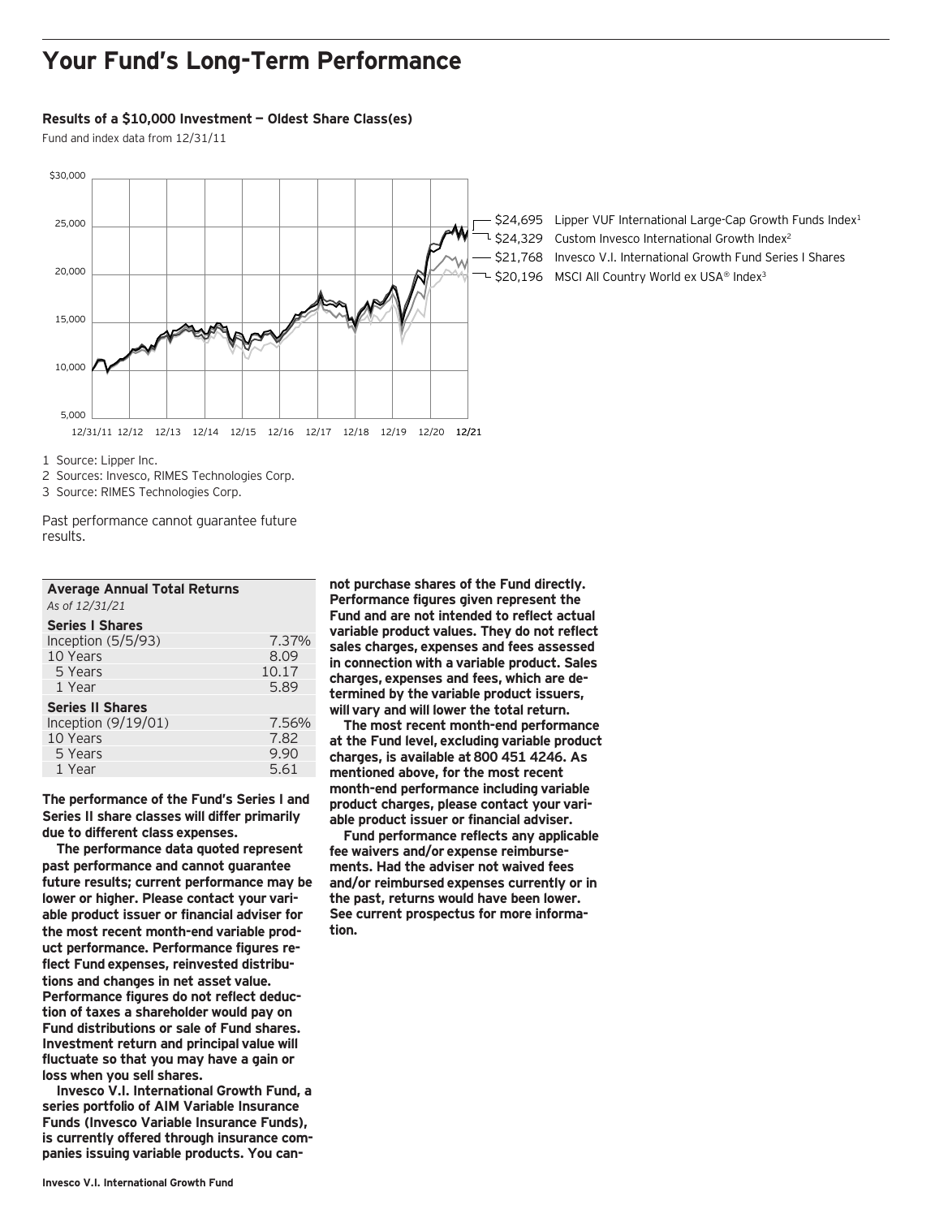# Your Fund's Long-Term Performance

**Results of a $10,000 Investment — Oldest Share Class(es)**

Fund and index data from 12/31/11

$24,695 Lipper VUF International Large-Cap Growth Funds Index[1]
$24,329 Custom Invesco International Growth Index[2]
$21,768 Invesco V.I. International Growth Fund Series I Shares
$20,196 MSCI All Country World ex USA® Index[3]

1 Source: Lipper Inc.
2 Sources: Invesco, RIMES Technologies Corp.
3 Source: RIMES Technologies Corp.

Past performance cannot guarantee future results.

| **Average Annual Total Returns** *As of 12/31/21* | |
|---|---|
| **Series I Shares** | |
| Inception (5/5/93) | 7.37% |
| 10 Years | 8.09 |
| 5 Years | 10.17 |
| 1 Year | 5.89 |
| **Series II Shares** | |
| Inception (9/19/01) | 7.56% |
| 10 Years | 7.82 |
| 5 Years | 9.90 |
| 1 Year | 5.61 |

**The performance of the Fund's Series I and Series II share classes will differ primarily due to different class expenses.**

**The performance data quoted represent past performance and cannot guarantee future results; current performance may be lower or higher. Please contact your variable product issuer or financial adviser for the most recent month-end variable product performance. Performance figures reflect Fund expenses, reinvested distributions and changes in net asset value. Performance figures do not reflect deduction of taxes a shareholder would pay on Fund distributions or sale of Fund shares. Investment return and principal value will fluctuate so that you may have a gain or loss when you sell shares.**

**Invesco V.I. International Growth Fund, a series portfolio of AIM Variable Insurance Funds (Invesco Variable Insurance Funds), is currently offered through insurance companies issuing variable products. You cannot purchase shares of the Fund directly. Performance figures given represent the Fund and are not intended to reflect actual variable product values. They do not reflect sales charges, expenses and fees assessed in connection with a variable product. Sales charges, expenses and fees, which are determined by the variable product issuers, will vary and will lower the total return.**

**The most recent month-end performance at the Fund level, excluding variable product charges, is available at 800 451 4246. As mentioned above, for the most recent month-end performance including variable product charges, please contact your variable product issuer or financial adviser.**

**Fund performance reflects any applicable fee waivers and/or expense reimbursements. Had the adviser not waived fees and/or reimbursed expenses currently or in the past, returns would have been lower. See current prospectus for more information.**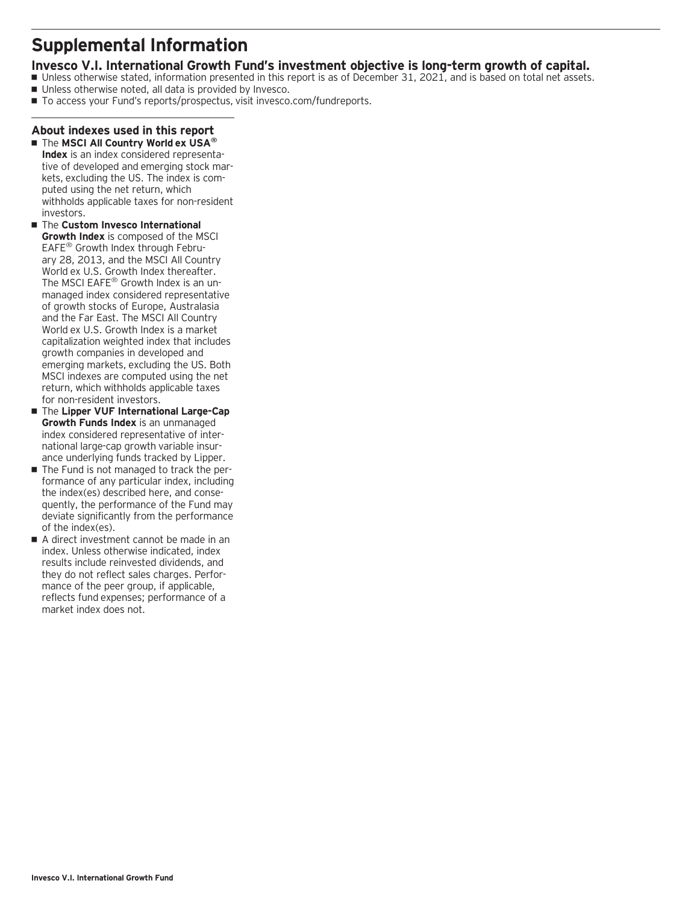# Supplemental Information

## Invesco V.I. International Growth Fund's investment objective is long-term growth of capital.

- Unless otherwise stated, information presented in this report is as of December 31, 2021, and is based on total net assets.
- Unless otherwise noted, all data is provided by Invesco.
- To access your Fund's reports/prospectus, visit invesco.com/fundreports.

### About indexes used in this report

- The **MSCI All Country World ex USA® Index** is an index considered representative of developed and emerging stock markets, excluding the US. The index is computed using the net return, which withholds applicable taxes for non-resident investors.
- The **Custom Invesco International Growth Index** is composed of the MSCI EAFE® Growth Index through February 28, 2013, and the MSCI All Country World ex U.S. Growth Index thereafter. The MSCI EAFE® Growth Index is an unmanaged index considered representative of growth stocks of Europe, Australasia and the Far East. The MSCI All Country World ex U.S. Growth Index is a market capitalization weighted index that includes growth companies in developed and emerging markets, excluding the US. Both MSCI indexes are computed using the net return, which withholds applicable taxes for non-resident investors.
- The **Lipper VUF International Large-Cap Growth Funds Index** is an unmanaged index considered representative of international large-cap growth variable insurance underlying funds tracked by Lipper.
- The Fund is not managed to track the performance of any particular index, including the index(es) described here, and consequently, the performance of the Fund may deviate significantly from the performance of the index(es).
- A direct investment cannot be made in an index. Unless otherwise indicated, index results include reinvested dividends, and they do not reflect sales charges. Performance of the peer group, if applicable, reflects fund expenses; performance of a market index does not.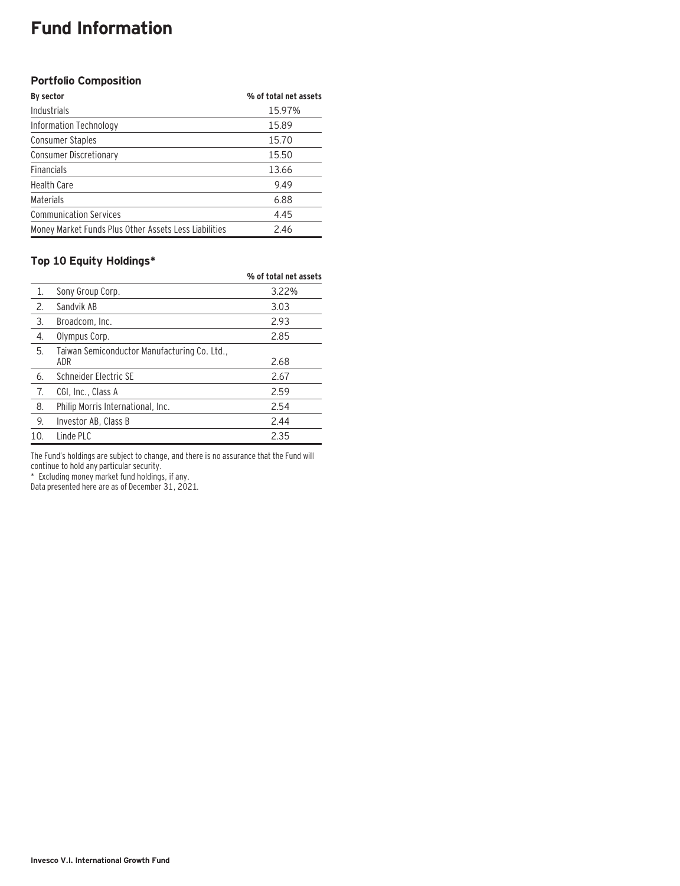# Fund Information

### Portfolio Composition

| By sector | % of total net assets |
|---|---|
| Industrials | 15.97% |
| Information Technology | 15.89 |
| Consumer Staples | 15.70 |
| Consumer Discretionary | 15.50 |
| Financials | 13.66 |
| Health Care | 9.49 |
| Materials | 6.88 |
| Communication Services | 4.45 |
| Money Market Funds Plus Other Assets Less Liabilities | 2.46 |

### Top 10 Equity Holdings*

| | | % of total net assets |
|---|---|---|
| 1. | Sony Group Corp. | 3.22% |
| 2. | Sandvik AB | 3.03 |
| 3. | Broadcom, Inc. | 2.93 |
| 4. | Olympus Corp. | 2.85 |
| 5. | Taiwan Semiconductor Manufacturing Co. Ltd., ADR | 2.68 |
| 6. | Schneider Electric SE | 2.67 |
| 7. | CGI, Inc., Class A | 2.59 |
| 8. | Philip Morris International, Inc. | 2.54 |
| 9. | Investor AB, Class B | 2.44 |
| 10. | Linde PLC | 2.35 |

The Fund's holdings are subject to change, and there is no assurance that the Fund will continue to hold any particular security.

* Excluding money market fund holdings, if any.

Data presented here are as of December 31, 2021.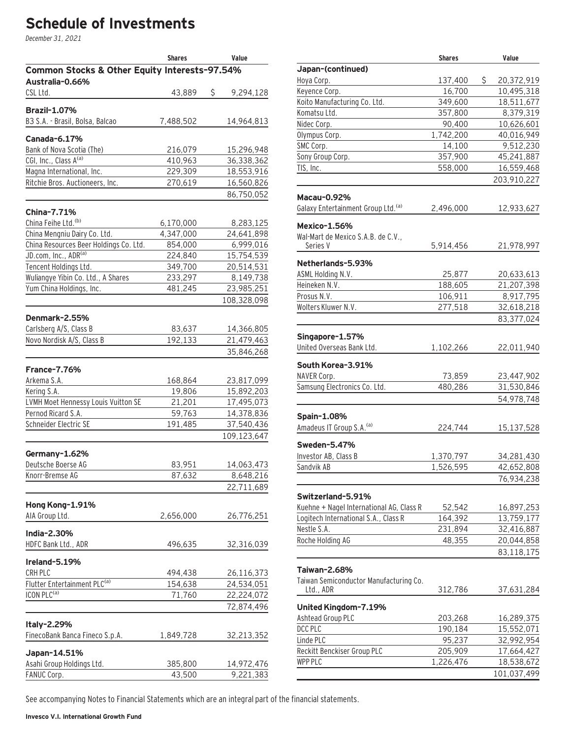# Schedule of Investments

*December 31, 2021*

| | Shares | Value |
|---|---|---|
| **Common Stocks & Other Equity Interests–97.54%** | | |
| **Australia–0.66%** | | |
| CSL Ltd. | 43,889 | $ 9,294,128 |
| **Brazil–1.07%** | | |
| B3 S.A. - Brasil, Bolsa, Balcao | 7,488,502 | 14,964,813 |
| **Canada–6.17%** | | |
| Bank of Nova Scotia (The) | 216,079 | 15,296,948 |
| CGI, Inc., Class A[(a)] | 410,963 | 36,338,362 |
| Magna International, Inc. | 229,309 | 18,553,916 |
| Ritchie Bros. Auctioneers, Inc. | 270,619 | 16,560,826 |
| | | 86,750,052 |
| **China–7.71%** | | |
| China Feihe Ltd.[(b)] | 6,170,000 | 8,283,125 |
| China Mengniu Dairy Co. Ltd. | 4,347,000 | 24,641,898 |
| China Resources Beer Holdings Co. Ltd. | 854,000 | 6,999,016 |
| JD.com, Inc., ADR[(a)] | 224,840 | 15,754,539 |
| Tencent Holdings Ltd. | 349,700 | 20,514,531 |
| Wuliangye Yibin Co. Ltd., A Shares | 233,297 | 8,149,738 |
| Yum China Holdings, Inc. | 481,245 | 23,985,251 |
| | | 108,328,098 |
| **Denmark–2.55%** | | |
| Carlsberg A/S, Class B | 83,637 | 14,366,805 |
| Novo Nordisk A/S, Class B | 192,133 | 21,479,463 |
| | | 35,846,268 |
| **France–7.76%** | | |
| Arkema S.A. | 168,864 | 23,817,099 |
| Kering S.A. | 19,806 | 15,892,203 |
| LVMH Moet Hennessy Louis Vuitton SE | 21,201 | 17,495,073 |
| Pernod Ricard S.A. | 59,763 | 14,378,836 |
| Schneider Electric SE | 191,485 | 37,540,436 |
| | | 109,123,647 |
| **Germany–1.62%** | | |
| Deutsche Boerse AG | 83,951 | 14,063,473 |
| Knorr-Bremse AG | 87,632 | 8,648,216 |
| | | 22,711,689 |
| **Hong Kong–1.91%** | | |
| AIA Group Ltd. | 2,656,000 | 26,776,251 |
| **India–2.30%** | | |
| HDFC Bank Ltd., ADR | 496,635 | 32,316,039 |
| **Ireland–5.19%** | | |
| CRH PLC | 494,438 | 26,116,373 |
| Flutter Entertainment PLC[(a)] | 154,638 | 24,534,051 |
| ICON PLC[(a)] | 71,760 | 22,224,072 |
| | | 72,874,496 |
| **Italy–2.29%** | | |
| FinecoBank Banca Fineco S.p.A. | 1,849,728 | 32,213,352 |
| **Japan–14.51%** | | |
| Asahi Group Holdings Ltd. | 385,800 | 14,972,476 |
| FANUC Corp. | 43,500 | 9,221,383 |

| | Shares | Value |
|---|---|---|
| **Japan–(continued)** | | |
| Hoya Corp. | 137,400 | $ 20,372,919 |
| Keyence Corp. | 16,700 | 10,495,318 |
| Koito Manufacturing Co. Ltd. | 349,600 | 18,511,677 |
| Komatsu Ltd. | 357,800 | 8,379,319 |
| Nidec Corp. | 90,400 | 10,626,601 |
| Olympus Corp. | 1,742,200 | 40,016,949 |
| SMC Corp. | 14,100 | 9,512,230 |
| Sony Group Corp. | 357,900 | 45,241,887 |
| TIS, Inc. | 558,000 | 16,559,468 |
| | | 203,910,227 |
| **Macau–0.92%** | | |
| Galaxy Entertainment Group Ltd.[(a)] | 2,496,000 | 12,933,627 |
| **Mexico–1.56%** | | |
| Wal-Mart de Mexico S.A.B. de C.V., Series V | 5,914,456 | 21,978,997 |
| **Netherlands–5.93%** | | |
| ASML Holding N.V. | 25,877 | 20,633,613 |
| Heineken N.V. | 188,605 | 21,207,398 |
| Prosus N.V. | 106,911 | 8,917,795 |
| Wolters Kluwer N.V. | 277,518 | 32,618,218 |
| | | 83,377,024 |
| **Singapore–1.57%** | | |
| United Overseas Bank Ltd. | 1,102,266 | 22,011,940 |
| **South Korea–3.91%** | | |
| NAVER Corp. | 73,859 | 23,447,902 |
| Samsung Electronics Co. Ltd. | 480,286 | 31,530,846 |
| | | 54,978,748 |
| **Spain–1.08%** | | |
| Amadeus IT Group S.A.[(a)] | 224,744 | 15,137,528 |
| **Sweden–5.47%** | | |
| Investor AB, Class B | 1,370,797 | 34,281,430 |
| Sandvik AB | 1,526,595 | 42,652,808 |
| | | 76,934,238 |
| **Switzerland–5.91%** | | |
| Kuehne + Nagel International AG, Class R | 52,542 | 16,897,253 |
| Logitech International S.A., Class R | 164,392 | 13,759,177 |
| Nestle S.A. | 231,894 | 32,416,887 |
| Roche Holding AG | 48,355 | 20,044,858 |
| | | 83,118,175 |
| **Taiwan–2.68%** | | |
| Taiwan Semiconductor Manufacturing Co. Ltd., ADR | 312,786 | 37,631,284 |
| **United Kingdom–7.19%** | | |
| Ashtead Group PLC | 203,268 | 16,289,375 |
| DCC PLC | 190,184 | 15,552,071 |
| Linde PLC | 95,237 | 32,992,954 |
| Reckitt Benckiser Group PLC | 205,909 | 17,664,427 |
| WPP PLC | 1,226,476 | 18,538,672 |
| | | 101,037,499 |

See accompanying Notes to Financial Statements which are an integral part of the financial statements.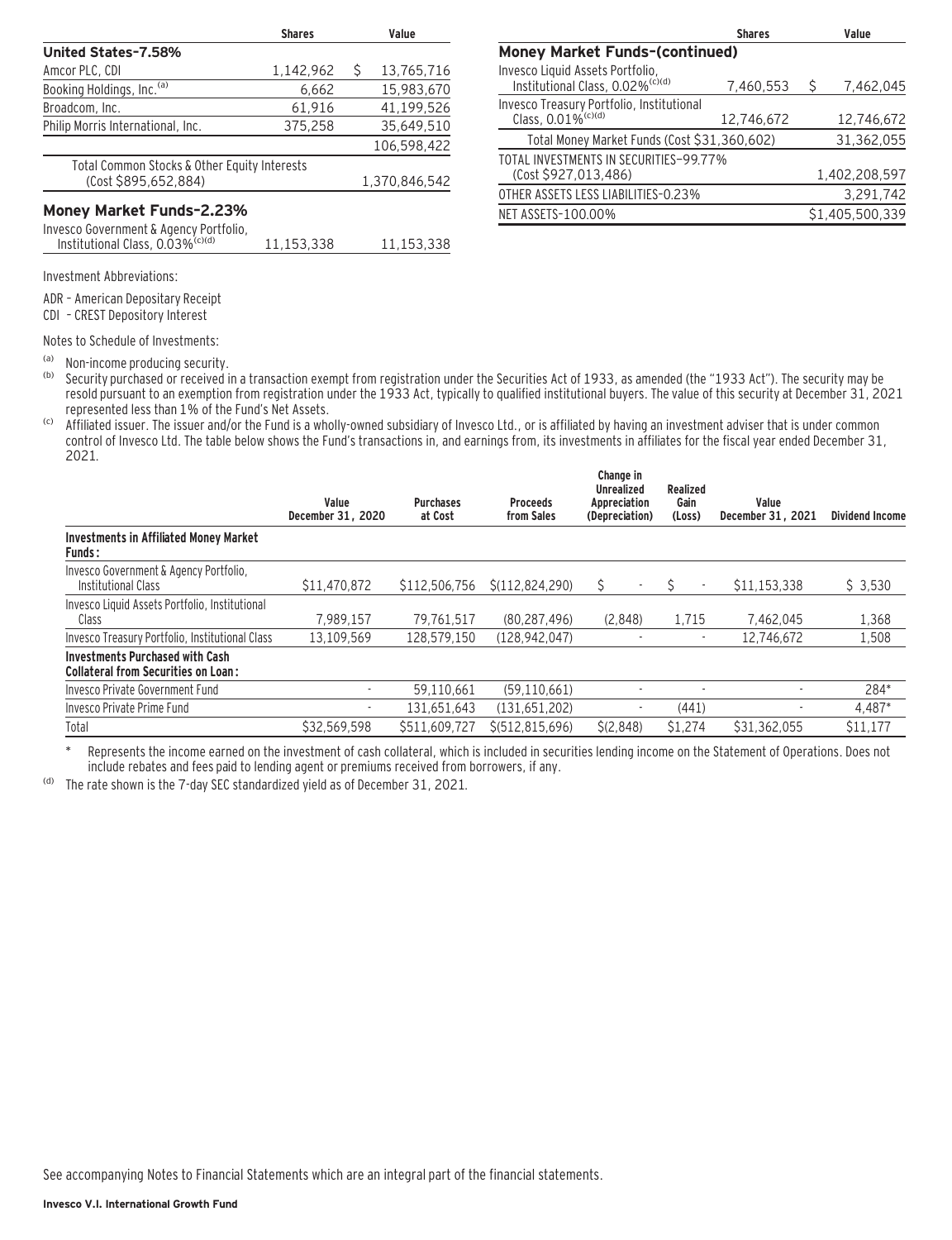| | Shares | Value |
|---|---|---|
| **United States–7.58%** | | |
| Amcor PLC, CDI | 1,142,962 | $ 13,765,716 |
| Booking Holdings, Inc.[(a)] | 6,662 | 15,983,670 |
| Broadcom, Inc. | 61,916 | 41,199,526 |
| Philip Morris International, Inc. | 375,258 | 35,649,510 |
| | | 106,598,422 |
| Total Common Stocks & Other Equity Interests (Cost $895,652,884) | | 1,370,846,542 |
| **Money Market Funds–2.23%** | | |
| Invesco Government & Agency Portfolio, Institutional Class, 0.03%[(c)(d)] | 11,153,338 | 11,153,338 |
| Invesco Liquid Assets Portfolio, Institutional Class, 0.02%[(c)(d)] | 7,460,553 | $ 7,462,045 |
| Invesco Treasury Portfolio, Institutional Class, 0.01%[(c)(d)] | 12,746,672 | 12,746,672 |
| Total Money Market Funds (Cost $31,360,602) | | 31,362,055 |
| TOTAL INVESTMENTS IN SECURITIES–99.77% (Cost $927,013,486) | | 1,402,208,597 |
| OTHER ASSETS LESS LIABILITIES–0.23% | | 3,291,742 |
| NET ASSETS–100.00% | | $1,405,500,339 |

Investment Abbreviations:

ADR – American Depositary Receipt
CDI – CREST Depository Interest

Notes to Schedule of Investments:

(a) Non-income producing security.

(b) Security purchased or received in a transaction exempt from registration under the Securities Act of 1933, as amended (the "1933 Act"). The security may be resold pursuant to an exemption from registration under the 1933 Act, typically to qualified institutional buyers. The value of this security at December 31, 2021 represented less than 1% of the Fund's Net Assets.

(c) Affiliated issuer. The issuer and/or the Fund is a wholly-owned subsidiary of Invesco Ltd., or is affiliated by having an investment adviser that is under common control of Invesco Ltd. The table below shows the Fund's transactions in, and earnings from, its investments in affiliates for the fiscal year ended December 31, 2021.

| | Value December 31, 2020 | Purchases at Cost | Proceeds from Sales | Change in Unrealized Appreciation (Depreciation) | Realized Gain (Loss) | Value December 31, 2021 | Dividend Income |
|---|---|---|---|---|---|---|---|
| **Investments in Affiliated Money Market Funds:** | | | | | | | |
| Invesco Government & Agency Portfolio, Institutional Class | $11,470,872 | $112,506,756 | $(112,824,290) | $ - | $ - | $11,153,338 | $ 3,530 |
| Invesco Liquid Assets Portfolio, Institutional Class | 7,989,157 | 79,761,517 | (80,287,496) | (2,848) | 1,715 | 7,462,045 | 1,368 |
| Invesco Treasury Portfolio, Institutional Class | 13,109,569 | 128,579,150 | (128,942,047) | - | - | 12,746,672 | 1,508 |
| **Investments Purchased with Cash Collateral from Securities on Loan:** | | | | | | | |
| Invesco Private Government Fund | - | 59,110,661 | (59,110,661) | - | - | - | 284* |
| Invesco Private Prime Fund | - | 131,651,643 | (131,651,202) | - | (441) | - | 4,487* |
| Total | $32,569,598 | $511,609,727 | $(512,815,696) | $(2,848) | $1,274 | $31,362,055 | $11,177 |

\* Represents the income earned on the investment of cash collateral, which is included in securities lending income on the Statement of Operations. Does not include rebates and fees paid to lending agent or premiums received from borrowers, if any.

(d) The rate shown is the 7-day SEC standardized yield as of December 31, 2021.

See accompanying Notes to Financial Statements which are an integral part of the financial statements.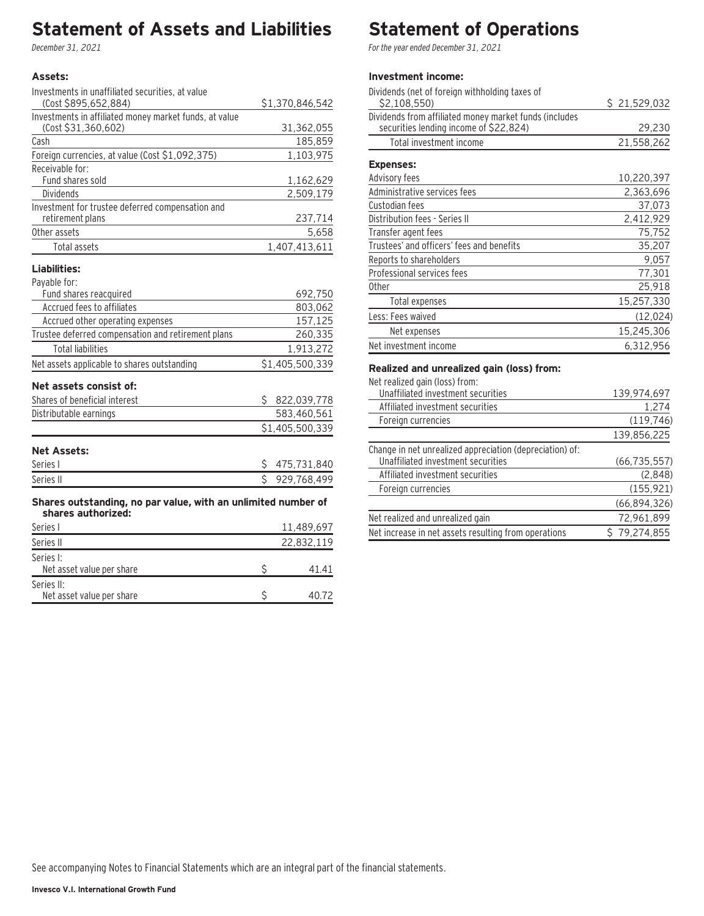# Statement of Assets and Liabilities

*December 31, 2021*

| | |
|---|---|
| **Assets:** | |
| Investments in unaffiliated securities, at value (Cost $895,652,884) | $1,370,846,542 |
| Investments in affiliated money market funds, at value (Cost $31,360,602) | 31,362,055 |
| Cash | 185,859 |
| Foreign currencies, at value (Cost $1,092,375) | 1,103,975 |
| Receivable for: | |
| Fund shares sold | 1,162,629 |
| Dividends | 2,509,179 |
| Investment for trustee deferred compensation and retirement plans | 237,714 |
| Other assets | 5,658 |
| Total assets | 1,407,413,611 |
| **Liabilities:** | |
| Payable for: | |
| Fund shares reacquired | 692,750 |
| Accrued fees to affiliates | 803,062 |
| Accrued other operating expenses | 157,125 |
| Trustee deferred compensation and retirement plans | 260,335 |
| Total liabilities | 1,913,272 |
| Net assets applicable to shares outstanding | $1,405,500,339 |
| **Net assets consist of:** | |
| Shares of beneficial interest | $ 822,039,778 |
| Distributable earnings | 583,460,561 |
| | $1,405,500,339 |
| **Net Assets:** | |
| Series I | $ 475,731,840 |
| Series II | $ 929,768,499 |
| **Shares outstanding, no par value, with an unlimited number of shares authorized:** | |
| Series I | 11,489,697 |
| Series II | 22,832,119 |
| Series I: | |
| Net asset value per share | $ 41.41 |
| Series II: | |
| Net asset value per share | $ 40.72 |

# Statement of Operations

*For the year ended December 31, 2021*

| | |
|---|---|
| **Investment income:** | |
| Dividends (net of foreign withholding taxes of $2,108,550) | $ 21,529,032 |
| Dividends from affiliated money market funds (includes securities lending income of $22,824) | 29,230 |
| Total investment income | 21,558,262 |
| **Expenses:** | |
| Advisory fees | 10,220,397 |
| Administrative services fees | 2,363,696 |
| Custodian fees | 37,073 |
| Distribution fees - Series II | 2,412,929 |
| Transfer agent fees | 75,752 |
| Trustees' and officers' fees and benefits | 35,207 |
| Reports to shareholders | 9,057 |
| Professional services fees | 77,301 |
| Other | 25,918 |
| Total expenses | 15,257,330 |
| Less: Fees waived | (12,024) |
| Net expenses | 15,245,306 |
| Net investment income | 6,312,956 |
| **Realized and unrealized gain (loss) from:** | |
| Net realized gain (loss) from: | |
| Unaffiliated investment securities | 139,974,697 |
| Affiliated investment securities | 1,274 |
| Foreign currencies | (119,746) |
| | 139,856,225 |
| Change in net unrealized appreciation (depreciation) of: | |
| Unaffiliated investment securities | (66,735,557) |
| Affiliated investment securities | (2,848) |
| Foreign currencies | (155,921) |
| | (66,894,326) |
| Net realized and unrealized gain | 72,961,899 |
| Net increase in net assets resulting from operations | $ 79,274,855 |

See accompanying Notes to Financial Statements which are an integral part of the financial statements.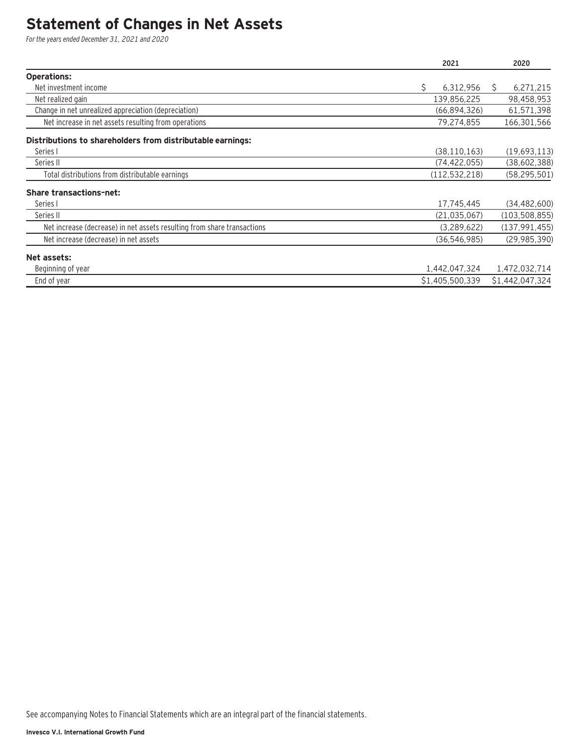# Statement of Changes in Net Assets

*For the years ended December 31, 2021 and 2020*

| | 2021 | 2020 |
|---|---|---|
| **Operations:** | | |
| Net investment income | $ 6,312,956 | $ 6,271,215 |
| Net realized gain | 139,856,225 | 98,458,953 |
| Change in net unrealized appreciation (depreciation) | (66,894,326) | 61,571,398 |
| Net increase in net assets resulting from operations | 79,274,855 | 166,301,566 |
| **Distributions to shareholders from distributable earnings:** | | |
| Series I | (38,110,163) | (19,693,113) |
| Series II | (74,422,055) | (38,602,388) |
| Total distributions from distributable earnings | (112,532,218) | (58,295,501) |
| **Share transactions–net:** | | |
| Series I | 17,745,445 | (34,482,600) |
| Series II | (21,035,067) | (103,508,855) |
| Net increase (decrease) in net assets resulting from share transactions | (3,289,622) | (137,991,455) |
| Net increase (decrease) in net assets | (36,546,985) | (29,985,390) |
| **Net assets:** | | |
| Beginning of year | 1,442,047,324 | 1,472,032,714 |
| End of year | $1,405,500,339 | $1,442,047,324 |

See accompanying Notes to Financial Statements which are an integral part of the financial statements.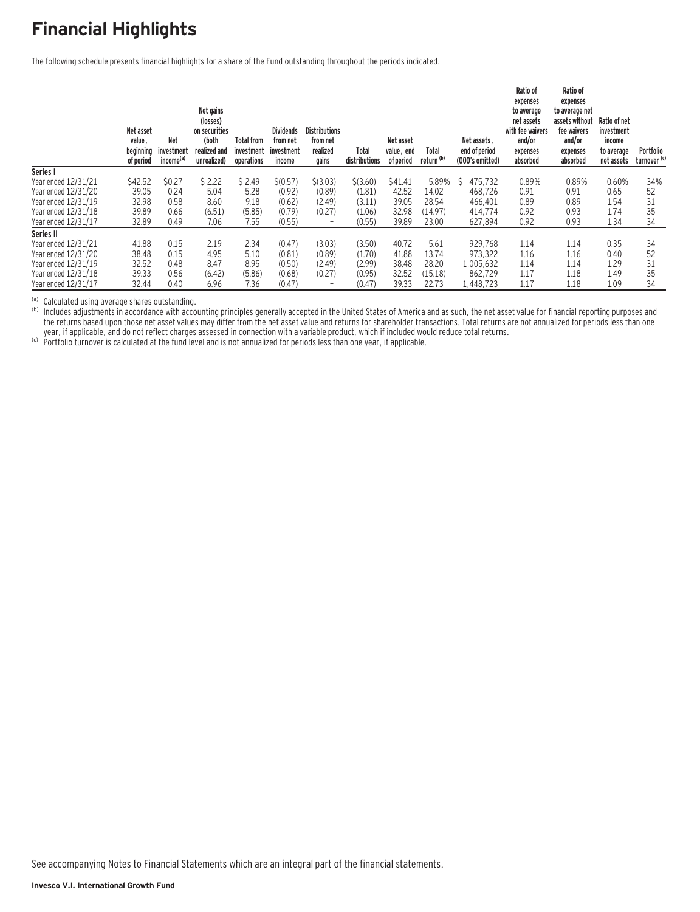# Financial Highlights

The following schedule presents financial highlights for a share of the Fund outstanding throughout the periods indicated.

| | Net asset value, beginning of period | Net investment income[(a)] | Net gains (losses) on securities (both realized and unrealized) | Total from investment operations | Dividends from net investment income | Distributions from net realized gains | Total distributions | Net asset value, end of period | Total return [(b)] | Net assets, end of period (000's omitted) | Ratio of expenses to average net assets with fee waivers and/or expenses absorbed | Ratio of expenses to average net assets without fee waivers and/or expenses absorbed | Ratio of net investment income to average net assets | Portfolio turnover [(c)] |
|---|---|---|---|---|---|---|---|---|---|---|---|---|---|---|
| **Series I** | | | | | | | | | | | | | | |
| Year ended 12/31/21 | $42.52 | $0.27 | $ 2.22 | $ 2.49 | $(0.57) | $(3.03) | $(3.60) | $41.41 | 5.89% | $ 475,732 | 0.89% | 0.89% | 0.60% | 34% |
| Year ended 12/31/20 | 39.05 | 0.24 | 5.04 | 5.28 | (0.92) | (0.89) | (1.81) | 42.52 | 14.02 | 468,726 | 0.91 | 0.91 | 0.65 | 52 |
| Year ended 12/31/19 | 32.98 | 0.58 | 8.60 | 9.18 | (0.62) | (2.49) | (3.11) | 39.05 | 28.54 | 466,401 | 0.89 | 0.89 | 1.54 | 31 |
| Year ended 12/31/18 | 39.89 | 0.66 | (6.51) | (5.85) | (0.79) | (0.27) | (1.06) | 32.98 | (14.97) | 414,774 | 0.92 | 0.93 | 1.74 | 35 |
| Year ended 12/31/17 | 32.89 | 0.49 | 7.06 | 7.55 | (0.55) | – | (0.55) | 39.89 | 23.00 | 627,894 | 0.92 | 0.93 | 1.34 | 34 |
| **Series II** | | | | | | | | | | | | | | |
| Year ended 12/31/21 | 41.88 | 0.15 | 2.19 | 2.34 | (0.47) | (3.03) | (3.50) | 40.72 | 5.61 | 929,768 | 1.14 | 1.14 | 0.35 | 34 |
| Year ended 12/31/20 | 38.48 | 0.15 | 4.95 | 5.10 | (0.81) | (0.89) | (1.70) | 41.88 | 13.74 | 973,322 | 1.16 | 1.16 | 0.40 | 52 |
| Year ended 12/31/19 | 32.52 | 0.48 | 8.47 | 8.95 | (0.50) | (2.49) | (2.99) | 38.48 | 28.20 | 1,005,632 | 1.14 | 1.14 | 1.29 | 31 |
| Year ended 12/31/18 | 39.33 | 0.56 | (6.42) | (5.86) | (0.68) | (0.27) | (0.95) | 32.52 | (15.18) | 862,729 | 1.17 | 1.18 | 1.49 | 35 |
| Year ended 12/31/17 | 32.44 | 0.40 | 6.96 | 7.36 | (0.47) | – | (0.47) | 39.33 | 22.73 | 1,448,723 | 1.17 | 1.18 | 1.09 | 34 |

(a) Calculated using average shares outstanding.

(b) Includes adjustments in accordance with accounting principles generally accepted in the United States of America and as such, the net asset value for financial reporting purposes and the returns based upon those net asset values may differ from the net asset value and returns for shareholder transactions. Total returns are not annualized for periods less than one year, if applicable, and do not reflect charges assessed in connection with a variable product, which if included would reduce total returns.

(c) Portfolio turnover is calculated at the fund level and is not annualized for periods less than one year, if applicable.

See accompanying Notes to Financial Statements which are an integral part of the financial statements.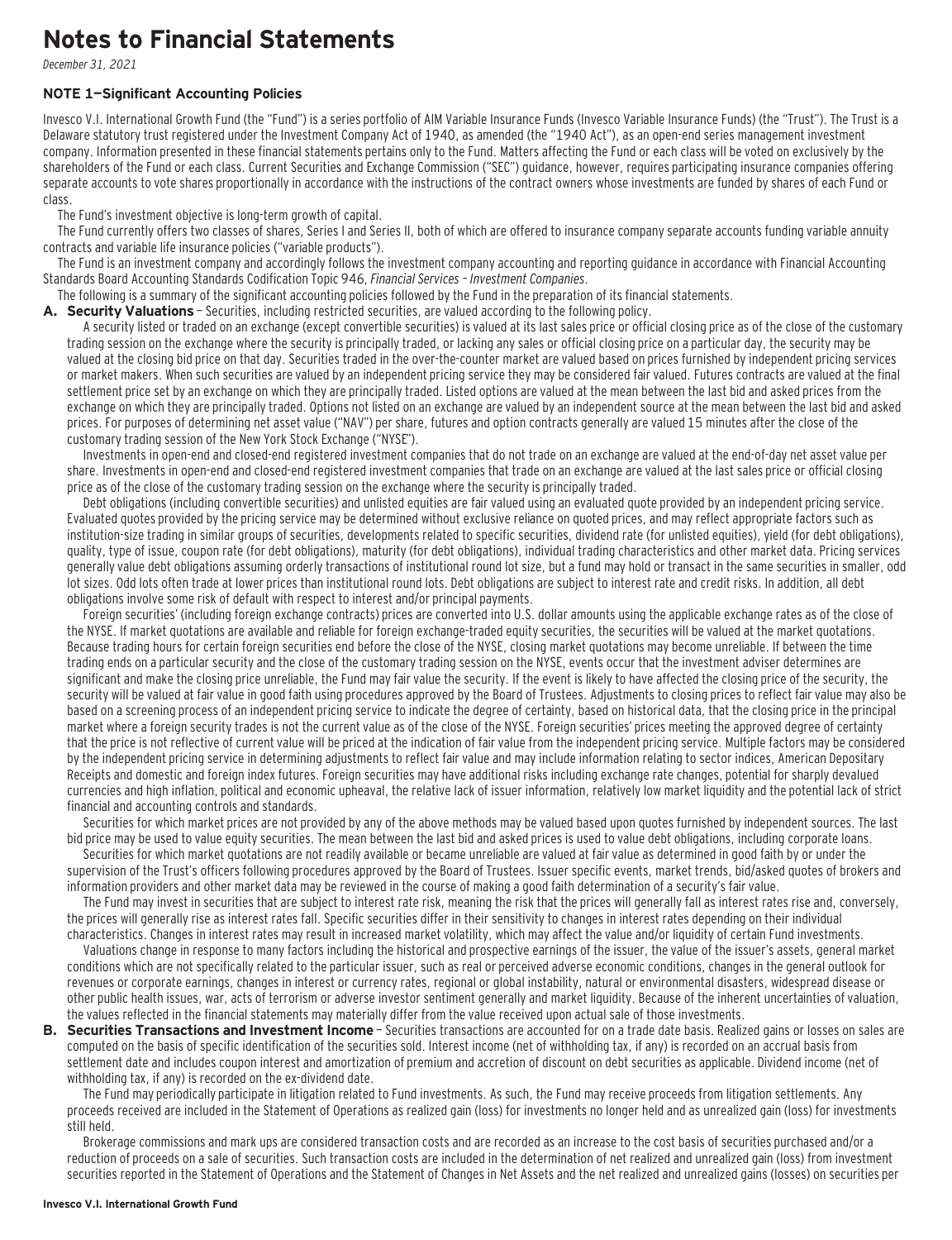# Notes to Financial Statements

*December 31, 2021*

### NOTE 1—Significant Accounting Policies

Invesco V.I. International Growth Fund (the "Fund") is a series portfolio of AIM Variable Insurance Funds (Invesco Variable Insurance Funds) (the "Trust"). The Trust is a Delaware statutory trust registered under the Investment Company Act of 1940, as amended (the "1940 Act"), as an open-end series management investment company. Information presented in these financial statements pertains only to the Fund. Matters affecting the Fund or each class will be voted on exclusively by the shareholders of the Fund or each class. Current Securities and Exchange Commission ("SEC") guidance, however, requires participating insurance companies offering separate accounts to vote shares proportionally in accordance with the instructions of the contract owners whose investments are funded by shares of each Fund or class.

The Fund's investment objective is long-term growth of capital.

The Fund currently offers two classes of shares, Series I and Series II, both of which are offered to insurance company separate accounts funding variable annuity contracts and variable life insurance policies ("variable products").

The Fund is an investment company and accordingly follows the investment company accounting and reporting guidance in accordance with Financial Accounting Standards Board Accounting Standards Codification Topic 946, *Financial Services – Investment Companies*.

The following is a summary of the significant accounting policies followed by the Fund in the preparation of its financial statements.

**A. Security Valuations** – Securities, including restricted securities, are valued according to the following policy.

A security listed or traded on an exchange (except convertible securities) is valued at its last sales price or official closing price as of the close of the customary trading session on the exchange where the security is principally traded, or lacking any sales or official closing price on a particular day, the security may be valued at the closing bid price on that day. Securities traded in the over-the-counter market are valued based on prices furnished by independent pricing services or market makers. When such securities are valued by an independent pricing service they may be considered fair valued. Futures contracts are valued at the final settlement price set by an exchange on which they are principally traded. Listed options are valued at the mean between the last bid and asked prices from the exchange on which they are principally traded. Options not listed on an exchange are valued by an independent source at the mean between the last bid and asked prices. For purposes of determining net asset value ("NAV") per share, futures and option contracts generally are valued 15 minutes after the close of the customary trading session of the New York Stock Exchange ("NYSE").

Investments in open-end and closed-end registered investment companies that do not trade on an exchange are valued at the end-of-day net asset value per share. Investments in open-end and closed-end registered investment companies that trade on an exchange are valued at the last sales price or official closing price as of the close of the customary trading session on the exchange where the security is principally traded.

Debt obligations (including convertible securities) and unlisted equities are fair valued using an evaluated quote provided by an independent pricing service. Evaluated quotes provided by the pricing service may be determined without exclusive reliance on quoted prices, and may reflect appropriate factors such as institution-size trading in similar groups of securities, developments related to specific securities, dividend rate (for unlisted equities), yield (for debt obligations), quality, type of issue, coupon rate (for debt obligations), maturity (for debt obligations), individual trading characteristics and other market data. Pricing services generally value debt obligations assuming orderly transactions of institutional round lot size, but a fund may hold or transact in the same securities in smaller, odd lot sizes. Odd lots often trade at lower prices than institutional round lots. Debt obligations are subject to interest rate and credit risks. In addition, all debt obligations involve some risk of default with respect to interest and/or principal payments.

Foreign securities' (including foreign exchange contracts) prices are converted into U.S. dollar amounts using the applicable exchange rates as of the close of the NYSE. If market quotations are available and reliable for foreign exchange-traded equity securities, the securities will be valued at the market quotations. Because trading hours for certain foreign securities end before the close of the NYSE, closing market quotations may become unreliable. If between the time trading ends on a particular security and the close of the customary trading session on the NYSE, events occur that the investment adviser determines are significant and make the closing price unreliable, the Fund may fair value the security. If the event is likely to have affected the closing price of the security, the security will be valued at fair value in good faith using procedures approved by the Board of Trustees. Adjustments to closing prices to reflect fair value may also be based on a screening process of an independent pricing service to indicate the degree of certainty, based on historical data, that the closing price in the principal market where a foreign security trades is not the current value as of the close of the NYSE. Foreign securities' prices meeting the approved degree of certainty that the price is not reflective of current value will be priced at the indication of fair value from the independent pricing service. Multiple factors may be considered by the independent pricing service in determining adjustments to reflect fair value and may include information relating to sector indices, American Depositary Receipts and domestic and foreign index futures. Foreign securities may have additional risks including exchange rate changes, potential for sharply devalued currencies and high inflation, political and economic upheaval, the relative lack of issuer information, relatively low market liquidity and the potential lack of strict financial and accounting controls and standards.

Securities for which market prices are not provided by any of the above methods may be valued based upon quotes furnished by independent sources. The last bid price may be used to value equity securities. The mean between the last bid and asked prices is used to value debt obligations, including corporate loans.

Securities for which market quotations are not readily available or became unreliable are valued at fair value as determined in good faith by or under the supervision of the Trust's officers following procedures approved by the Board of Trustees. Issuer specific events, market trends, bid/asked quotes of brokers and information providers and other market data may be reviewed in the course of making a good faith determination of a security's fair value.

The Fund may invest in securities that are subject to interest rate risk, meaning the risk that the prices will generally fall as interest rates rise and, conversely, the prices will generally rise as interest rates fall. Specific securities differ in their sensitivity to changes in interest rates depending on their individual characteristics. Changes in interest rates may result in increased market volatility, which may affect the value and/or liquidity of certain Fund investments.

Valuations change in response to many factors including the historical and prospective earnings of the issuer, the value of the issuer's assets, general market conditions which are not specifically related to the particular issuer, such as real or perceived adverse economic conditions, changes in the general outlook for revenues or corporate earnings, changes in interest or currency rates, regional or global instability, natural or environmental disasters, widespread disease or other public health issues, war, acts of terrorism or adverse investor sentiment generally and market liquidity. Because of the inherent uncertainties of valuation, the values reflected in the financial statements may materially differ from the value received upon actual sale of those investments.

**B. Securities Transactions and Investment Income** – Securities transactions are accounted for on a trade date basis. Realized gains or losses on sales are computed on the basis of specific identification of the securities sold. Interest income (net of withholding tax, if any) is recorded on an accrual basis from settlement date and includes coupon interest and amortization of premium and accretion of discount on debt securities as applicable. Dividend income (net of withholding tax, if any) is recorded on the ex-dividend date.

The Fund may periodically participate in litigation related to Fund investments. As such, the Fund may receive proceeds from litigation settlements. Any proceeds received are included in the Statement of Operations as realized gain (loss) for investments no longer held and as unrealized gain (loss) for investments still held.

Brokerage commissions and mark ups are considered transaction costs and are recorded as an increase to the cost basis of securities purchased and/or a reduction of proceeds on a sale of securities. Such transaction costs are included in the determination of net realized and unrealized gain (loss) from investment securities reported in the Statement of Operations and the Statement of Changes in Net Assets and the net realized and unrealized gains (losses) on securities per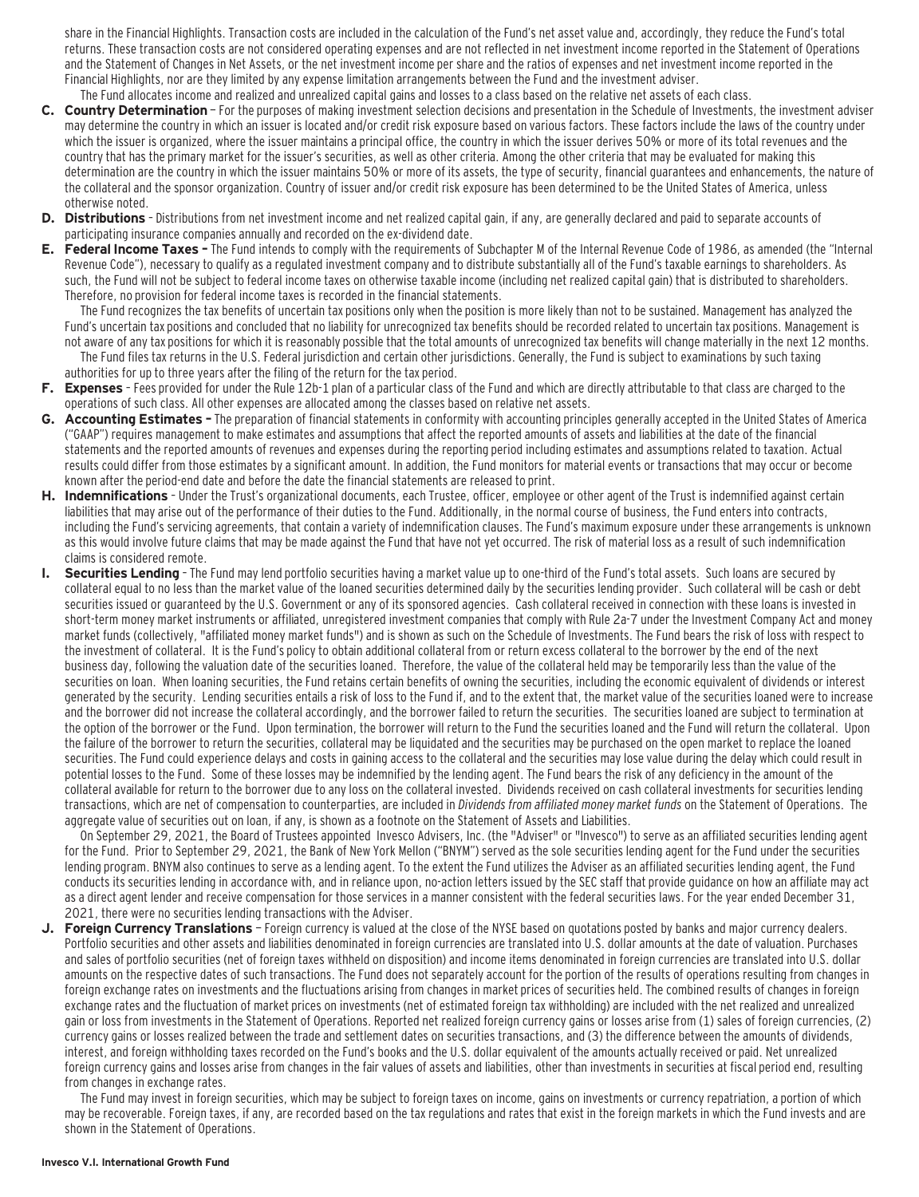share in the Financial Highlights. Transaction costs are included in the calculation of the Fund's net asset value and, accordingly, they reduce the Fund's total returns. These transaction costs are not considered operating expenses and are not reflected in net investment income reported in the Statement of Operations and the Statement of Changes in Net Assets, or the net investment income per share and the ratios of expenses and net investment income reported in the Financial Highlights, nor are they limited by any expense limitation arrangements between the Fund and the investment adviser.

The Fund allocates income and realized and unrealized capital gains and losses to a class based on the relative net assets of each class.

**C. Country Determination** – For the purposes of making investment selection decisions and presentation in the Schedule of Investments, the investment adviser may determine the country in which an issuer is located and/or credit risk exposure based on various factors. These factors include the laws of the country under which the issuer is organized, where the issuer maintains a principal office, the country in which the issuer derives 50% or more of its total revenues and the country that has the primary market for the issuer's securities, as well as other criteria. Among the other criteria that may be evaluated for making this determination are the country in which the issuer maintains 50% or more of its assets, the type of security, financial guarantees and enhancements, the nature of the collateral and the sponsor organization. Country of issuer and/or credit risk exposure has been determined to be the United States of America, unless otherwise noted.

**D. Distributions** – Distributions from net investment income and net realized capital gain, if any, are generally declared and paid to separate accounts of participating insurance companies annually and recorded on the ex-dividend date.

**E. Federal Income Taxes –** The Fund intends to comply with the requirements of Subchapter M of the Internal Revenue Code of 1986, as amended (the "Internal Revenue Code"), necessary to qualify as a regulated investment company and to distribute substantially all of the Fund's taxable earnings to shareholders. As such, the Fund will not be subject to federal income taxes on otherwise taxable income (including net realized capital gain) that is distributed to shareholders. Therefore, no provision for federal income taxes is recorded in the financial statements.

The Fund recognizes the tax benefits of uncertain tax positions only when the position is more likely than not to be sustained. Management has analyzed the Fund's uncertain tax positions and concluded that no liability for unrecognized tax benefits should be recorded related to uncertain tax positions. Management is not aware of any tax positions for which it is reasonably possible that the total amounts of unrecognized tax benefits will change materially in the next 12 months.

The Fund files tax returns in the U.S. Federal jurisdiction and certain other jurisdictions. Generally, the Fund is subject to examinations by such taxing authorities for up to three years after the filing of the return for the tax period.

**F. Expenses** – Fees provided for under the Rule 12b-1 plan of a particular class of the Fund and which are directly attributable to that class are charged to the operations of such class. All other expenses are allocated among the classes based on relative net assets.

**G. Accounting Estimates –** The preparation of financial statements in conformity with accounting principles generally accepted in the United States of America ("GAAP") requires management to make estimates and assumptions that affect the reported amounts of assets and liabilities at the date of the financial statements and the reported amounts of revenues and expenses during the reporting period including estimates and assumptions related to taxation. Actual results could differ from those estimates by a significant amount. In addition, the Fund monitors for material events or transactions that may occur or become known after the period-end date and before the date the financial statements are released to print.

**H. Indemnifications** – Under the Trust's organizational documents, each Trustee, officer, employee or other agent of the Trust is indemnified against certain liabilities that may arise out of the performance of their duties to the Fund. Additionally, in the normal course of business, the Fund enters into contracts, including the Fund's servicing agreements, that contain a variety of indemnification clauses. The Fund's maximum exposure under these arrangements is unknown as this would involve future claims that may be made against the Fund that have not yet occurred. The risk of material loss as a result of such indemnification claims is considered remote.

**I. Securities Lending** – The Fund may lend portfolio securities having a market value up to one-third of the Fund's total assets. Such loans are secured by collateral equal to no less than the market value of the loaned securities determined daily by the securities lending provider. Such collateral will be cash or debt securities issued or guaranteed by the U.S. Government or any of its sponsored agencies. Cash collateral received in connection with these loans is invested in short-term money market instruments or affiliated, unregistered investment companies that comply with Rule 2a-7 under the Investment Company Act and money market funds (collectively, "affiliated money market funds") and is shown as such on the Schedule of Investments. The Fund bears the risk of loss with respect to the investment of collateral. It is the Fund's policy to obtain additional collateral from or return excess collateral to the borrower by the end of the next business day, following the valuation date of the securities loaned. Therefore, the value of the collateral held may be temporarily less than the value of the securities on loan. When loaning securities, the Fund retains certain benefits of owning the securities, including the economic equivalent of dividends or interest generated by the security. Lending securities entails a risk of loss to the Fund if, and to the extent that, the market value of the securities loaned were to increase and the borrower did not increase the collateral accordingly, and the borrower failed to return the securities. The securities loaned are subject to termination at the option of the borrower or the Fund. Upon termination, the borrower will return to the Fund the securities loaned and the Fund will return the collateral. Upon the failure of the borrower to return the securities, collateral may be liquidated and the securities may be purchased on the open market to replace the loaned securities. The Fund could experience delays and costs in gaining access to the collateral and the securities may lose value during the delay which could result in potential losses to the Fund. Some of these losses may be indemnified by the lending agent. The Fund bears the risk of any deficiency in the amount of the collateral available for return to the borrower due to any loss on the collateral invested. Dividends received on cash collateral investments for securities lending transactions, which are net of compensation to counterparties, are included in *Dividends from affiliated money market funds* on the Statement of Operations. The aggregate value of securities out on loan, if any, is shown as a footnote on the Statement of Assets and Liabilities.

On September 29, 2021, the Board of Trustees appointed Invesco Advisers, Inc. (the "Adviser" or "Invesco") to serve as an affiliated securities lending agent for the Fund. Prior to September 29, 2021, the Bank of New York Mellon ("BNYM") served as the sole securities lending agent for the Fund under the securities lending program. BNYM also continues to serve as a lending agent. To the extent the Fund utilizes the Adviser as an affiliated securities lending agent, the Fund conducts its securities lending in accordance with, and in reliance upon, no-action letters issued by the SEC staff that provide guidance on how an affiliate may act as a direct agent lender and receive compensation for those services in a manner consistent with the federal securities laws. For the year ended December 31, 2021, there were no securities lending transactions with the Adviser.

**J. Foreign Currency Translations** – Foreign currency is valued at the close of the NYSE based on quotations posted by banks and major currency dealers. Portfolio securities and other assets and liabilities denominated in foreign currencies are translated into U.S. dollar amounts at the date of valuation. Purchases and sales of portfolio securities (net of foreign taxes withheld on disposition) and income items denominated in foreign currencies are translated into U.S. dollar amounts on the respective dates of such transactions. The Fund does not separately account for the portion of the results of operations resulting from changes in foreign exchange rates on investments and the fluctuations arising from changes in market prices of securities held. The combined results of changes in foreign exchange rates and the fluctuation of market prices on investments (net of estimated foreign tax withholding) are included with the net realized and unrealized gain or loss from investments in the Statement of Operations. Reported net realized foreign currency gains or losses arise from (1) sales of foreign currencies, (2) currency gains or losses realized between the trade and settlement dates on securities transactions, and (3) the difference between the amounts of dividends, interest, and foreign withholding taxes recorded on the Fund's books and the U.S. dollar equivalent of the amounts actually received or paid. Net unrealized foreign currency gains and losses arise from changes in the fair values of assets and liabilities, other than investments in securities at fiscal period end, resulting from changes in exchange rates.

The Fund may invest in foreign securities, which may be subject to foreign taxes on income, gains on investments or currency repatriation, a portion of which may be recoverable. Foreign taxes, if any, are recorded based on the tax regulations and rates that exist in the foreign markets in which the Fund invests and are shown in the Statement of Operations.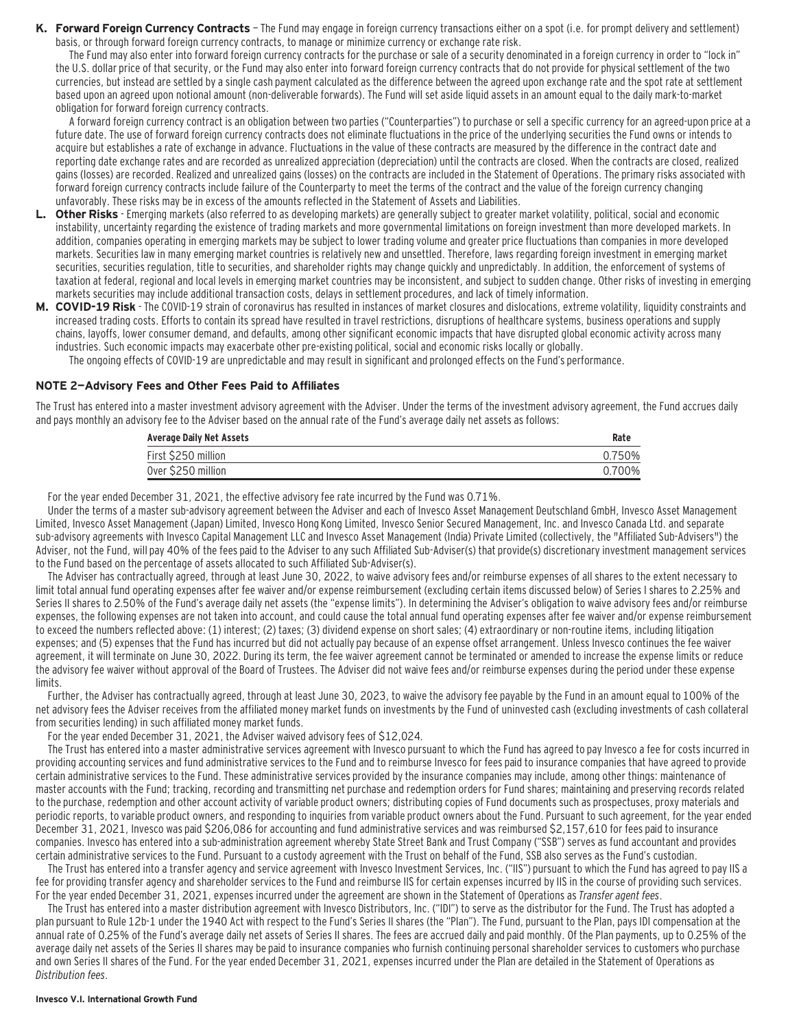**K. Forward Foreign Currency Contracts** – The Fund may engage in foreign currency transactions either on a spot (i.e. for prompt delivery and settlement) basis, or through forward foreign currency contracts, to manage or minimize currency or exchange rate risk.

The Fund may also enter into forward foreign currency contracts for the purchase or sale of a security denominated in a foreign currency in order to "lock in" the U.S. dollar price of that security, or the Fund may also enter into forward foreign currency contracts that do not provide for physical settlement of the two currencies, but instead are settled by a single cash payment calculated as the difference between the agreed upon exchange rate and the spot rate at settlement based upon an agreed upon notional amount (non-deliverable forwards). The Fund will set aside liquid assets in an amount equal to the daily mark-to-market obligation for forward foreign currency contracts.

A forward foreign currency contract is an obligation between two parties ("Counterparties") to purchase or sell a specific currency for an agreed-upon price at a future date. The use of forward foreign currency contracts does not eliminate fluctuations in the price of the underlying securities the Fund owns or intends to acquire but establishes a rate of exchange in advance. Fluctuations in the value of these contracts are measured by the difference in the contract date and reporting date exchange rates and are recorded as unrealized appreciation (depreciation) until the contracts are closed. When the contracts are closed, realized gains (losses) are recorded. Realized and unrealized gains (losses) on the contracts are included in the Statement of Operations. The primary risks associated with forward foreign currency contracts include failure of the Counterparty to meet the terms of the contract and the value of the foreign currency changing unfavorably. These risks may be in excess of the amounts reflected in the Statement of Assets and Liabilities.

**L. Other Risks** - Emerging markets (also referred to as developing markets) are generally subject to greater market volatility, political, social and economic instability, uncertainty regarding the existence of trading markets and more governmental limitations on foreign investment than more developed markets. In addition, companies operating in emerging markets may be subject to lower trading volume and greater price fluctuations than companies in more developed markets. Securities law in many emerging market countries is relatively new and unsettled. Therefore, laws regarding foreign investment in emerging market securities, securities regulation, title to securities, and shareholder rights may change quickly and unpredictably. In addition, the enforcement of systems of taxation at federal, regional and local levels in emerging market countries may be inconsistent, and subject to sudden change. Other risks of investing in emerging markets securities may include additional transaction costs, delays in settlement procedures, and lack of timely information.

**M. COVID-19 Risk** - The COVID-19 strain of coronavirus has resulted in instances of market closures and dislocations, extreme volatility, liquidity constraints and increased trading costs. Efforts to contain its spread have resulted in travel restrictions, disruptions of healthcare systems, business operations and supply chains, layoffs, lower consumer demand, and defaults, among other significant economic impacts that have disrupted global economic activity across many industries. Such economic impacts may exacerbate other pre-existing political, social and economic risks locally or globally.

The ongoing effects of COVID-19 are unpredictable and may result in significant and prolonged effects on the Fund's performance.

## NOTE 2—Advisory Fees and Other Fees Paid to Affiliates

The Trust has entered into a master investment advisory agreement with the Adviser. Under the terms of the investment advisory agreement, the Fund accrues daily and pays monthly an advisory fee to the Adviser based on the annual rate of the Fund's average daily net assets as follows:

| Average Daily Net Assets | Rate |
|---|---|
| First $250 million | 0.750% |
| Over $250 million | 0.700% |

For the year ended December 31, 2021, the effective advisory fee rate incurred by the Fund was 0.71%.

Under the terms of a master sub-advisory agreement between the Adviser and each of Invesco Asset Management Deutschland GmbH, Invesco Asset Management Limited, Invesco Asset Management (Japan) Limited, Invesco Hong Kong Limited, Invesco Senior Secured Management, Inc. and Invesco Canada Ltd. and separate sub-advisory agreements with Invesco Capital Management LLC and Invesco Asset Management (India) Private Limited (collectively, the "Affiliated Sub-Advisers") the Adviser, not the Fund, will pay 40% of the fees paid to the Adviser to any such Affiliated Sub-Adviser(s) that provide(s) discretionary investment management services to the Fund based on the percentage of assets allocated to such Affiliated Sub-Adviser(s).

The Adviser has contractually agreed, through at least June 30, 2022, to waive advisory fees and/or reimburse expenses of all shares to the extent necessary to limit total annual fund operating expenses after fee waiver and/or expense reimbursement (excluding certain items discussed below) of Series I shares to 2.25% and Series II shares to 2.50% of the Fund's average daily net assets (the "expense limits"). In determining the Adviser's obligation to waive advisory fees and/or reimburse expenses, the following expenses are not taken into account, and could cause the total annual fund operating expenses after fee waiver and/or expense reimbursement to exceed the numbers reflected above: (1) interest; (2) taxes; (3) dividend expense on short sales; (4) extraordinary or non-routine items, including litigation expenses; and (5) expenses that the Fund has incurred but did not actually pay because of an expense offset arrangement. Unless Invesco continues the fee waiver agreement, it will terminate on June 30, 2022. During its term, the fee waiver agreement cannot be terminated or amended to increase the expense limits or reduce the advisory fee waiver without approval of the Board of Trustees. The Adviser did not waive fees and/or reimburse expenses during the period under these expense limits.

Further, the Adviser has contractually agreed, through at least June 30, 2023, to waive the advisory fee payable by the Fund in an amount equal to 100% of the net advisory fees the Adviser receives from the affiliated money market funds on investments by the Fund of uninvested cash (excluding investments of cash collateral from securities lending) in such affiliated money market funds.

For the year ended December 31, 2021, the Adviser waived advisory fees of $12,024.

The Trust has entered into a master administrative services agreement with Invesco pursuant to which the Fund has agreed to pay Invesco a fee for costs incurred in providing accounting services and fund administrative services to the Fund and to reimburse Invesco for fees paid to insurance companies that have agreed to provide certain administrative services to the Fund. These administrative services provided by the insurance companies may include, among other things: maintenance of master accounts with the Fund; tracking, recording and transmitting net purchase and redemption orders for Fund shares; maintaining and preserving records related to the purchase, redemption and other account activity of variable product owners; distributing copies of Fund documents such as prospectuses, proxy materials and periodic reports, to variable product owners, and responding to inquiries from variable product owners about the Fund. Pursuant to such agreement, for the year ended December 31, 2021, Invesco was paid $206,086 for accounting and fund administrative services and was reimbursed $2,157,610 for fees paid to insurance companies. Invesco has entered into a sub-administration agreement whereby State Street Bank and Trust Company ("SSB") serves as fund accountant and provides certain administrative services to the Fund. Pursuant to a custody agreement with the Trust on behalf of the Fund, SSB also serves as the Fund's custodian.

The Trust has entered into a transfer agency and service agreement with Invesco Investment Services, Inc. ("IIS") pursuant to which the Fund has agreed to pay IIS a fee for providing transfer agency and shareholder services to the Fund and reimburse IIS for certain expenses incurred by IIS in the course of providing such services. For the year ended December 31, 2021, expenses incurred under the agreement are shown in the Statement of Operations as *Transfer agent fees*.

The Trust has entered into a master distribution agreement with Invesco Distributors, Inc. ("IDI") to serve as the distributor for the Fund. The Trust has adopted a plan pursuant to Rule 12b-1 under the 1940 Act with respect to the Fund's Series II shares (the "Plan"). The Fund, pursuant to the Plan, pays IDI compensation at the annual rate of 0.25% of the Fund's average daily net assets of Series II shares. The fees are accrued daily and paid monthly. Of the Plan payments, up to 0.25% of the average daily net assets of the Series II shares may be paid to insurance companies who furnish continuing personal shareholder services to customers who purchase and own Series II shares of the Fund. For the year ended December 31, 2021, expenses incurred under the Plan are detailed in the Statement of Operations as *Distribution fees*.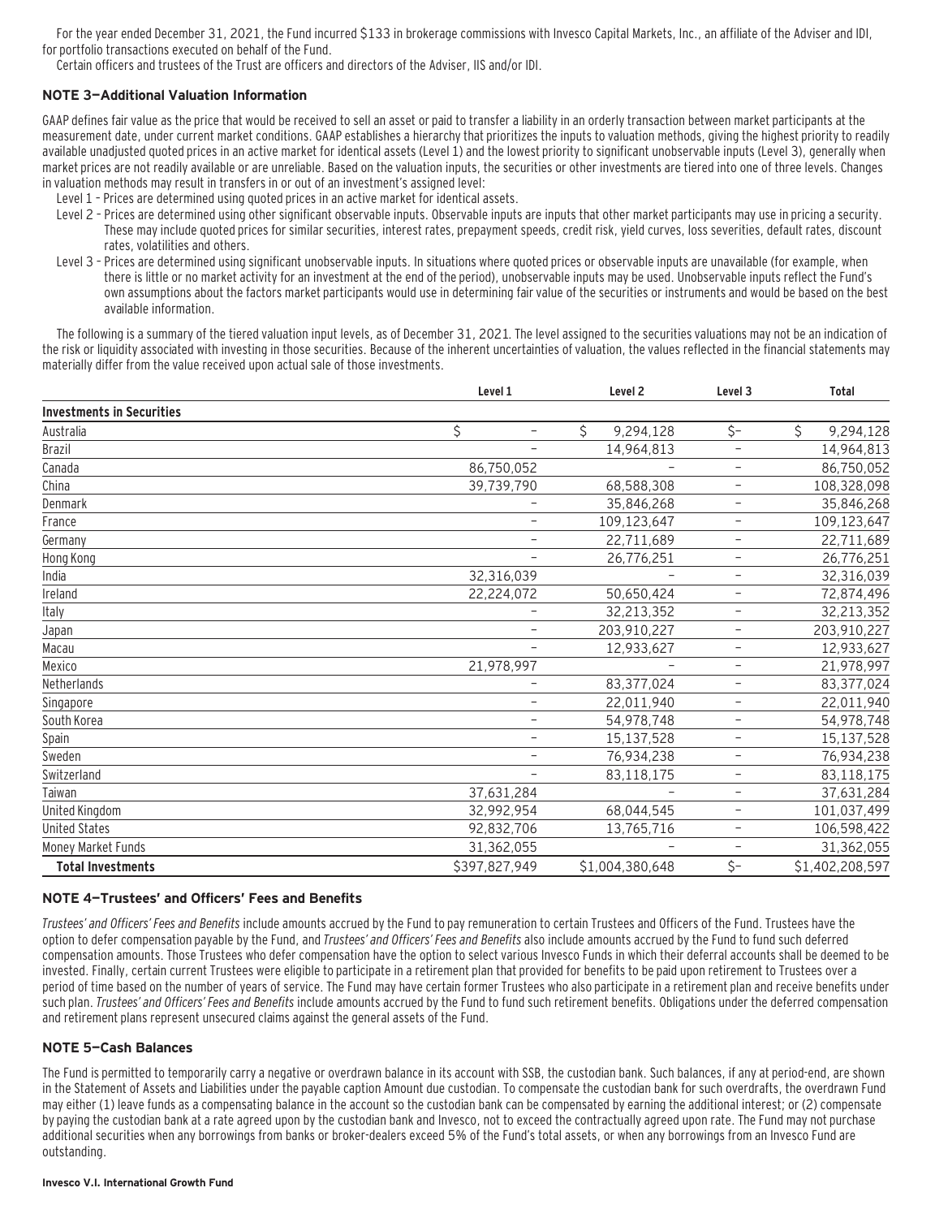For the year ended December 31, 2021, the Fund incurred $133 in brokerage commissions with Invesco Capital Markets, Inc., an affiliate of the Adviser and IDI, for portfolio transactions executed on behalf of the Fund.

Certain officers and trustees of the Trust are officers and directors of the Adviser, IIS and/or IDI.

## NOTE 3—Additional Valuation Information

GAAP defines fair value as the price that would be received to sell an asset or paid to transfer a liability in an orderly transaction between market participants at the measurement date, under current market conditions. GAAP establishes a hierarchy that prioritizes the inputs to valuation methods, giving the highest priority to readily available unadjusted quoted prices in an active market for identical assets (Level 1) and the lowest priority to significant unobservable inputs (Level 3), generally when market prices are not readily available or are unreliable. Based on the valuation inputs, the securities or other investments are tiered into one of three levels. Changes in valuation methods may result in transfers in or out of an investment's assigned level:

Level 1 – Prices are determined using quoted prices in an active market for identical assets.

Level 2 – Prices are determined using other significant observable inputs. Observable inputs are inputs that other market participants may use in pricing a security. These may include quoted prices for similar securities, interest rates, prepayment speeds, credit risk, yield curves, loss severities, default rates, discount rates, volatilities and others.

Level 3 – Prices are determined using significant unobservable inputs. In situations where quoted prices or observable inputs are unavailable (for example, when there is little or no market activity for an investment at the end of the period), unobservable inputs may be used. Unobservable inputs reflect the Fund's own assumptions about the factors market participants would use in determining fair value of the securities or instruments and would be based on the best available information.

The following is a summary of the tiered valuation input levels, as of December 31, 2021. The level assigned to the securities valuations may not be an indication of the risk or liquidity associated with investing in those securities. Because of the inherent uncertainties of valuation, the values reflected in the financial statements may materially differ from the value received upon actual sale of those investments.

| | Level 1 | Level 2 | Level 3 | Total |
|---|---|---|---|---|
| **Investments in Securities** | | | | |
| Australia | $ – | $ 9,294,128 | $– | $ 9,294,128 |
| Brazil | – | 14,964,813 | – | 14,964,813 |
| Canada | 86,750,052 | – | – | 86,750,052 |
| China | 39,739,790 | 68,588,308 | – | 108,328,098 |
| Denmark | – | 35,846,268 | – | 35,846,268 |
| France | – | 109,123,647 | – | 109,123,647 |
| Germany | – | 22,711,689 | – | 22,711,689 |
| Hong Kong | – | 26,776,251 | – | 26,776,251 |
| India | 32,316,039 | – | – | 32,316,039 |
| Ireland | 22,224,072 | 50,650,424 | – | 72,874,496 |
| Italy | – | 32,213,352 | – | 32,213,352 |
| Japan | – | 203,910,227 | – | 203,910,227 |
| Macau | – | 12,933,627 | – | 12,933,627 |
| Mexico | 21,978,997 | – | – | 21,978,997 |
| Netherlands | – | 83,377,024 | – | 83,377,024 |
| Singapore | – | 22,011,940 | – | 22,011,940 |
| South Korea | – | 54,978,748 | – | 54,978,748 |
| Spain | – | 15,137,528 | – | 15,137,528 |
| Sweden | – | 76,934,238 | – | 76,934,238 |
| Switzerland | – | 83,118,175 | – | 83,118,175 |
| Taiwan | 37,631,284 | – | – | 37,631,284 |
| United Kingdom | 32,992,954 | 68,044,545 | – | 101,037,499 |
| United States | 92,832,706 | 13,765,716 | – | 106,598,422 |
| Money Market Funds | 31,362,055 | – | – | 31,362,055 |
| **Total Investments** | $397,827,949 | $1,004,380,648 | $– | $1,402,208,597 |

## NOTE 4—Trustees' and Officers' Fees and Benefits

*Trustees' and Officers' Fees and Benefits* include amounts accrued by the Fund to pay remuneration to certain Trustees and Officers of the Fund. Trustees have the option to defer compensation payable by the Fund, and *Trustees' and Officers' Fees and Benefits* also include amounts accrued by the Fund to fund such deferred compensation amounts. Those Trustees who defer compensation have the option to select various Invesco Funds in which their deferral accounts shall be deemed to be invested. Finally, certain current Trustees were eligible to participate in a retirement plan that provided for benefits to be paid upon retirement to Trustees over a period of time based on the number of years of service. The Fund may have certain former Trustees who also participate in a retirement plan and receive benefits under such plan. *Trustees' and Officers' Fees and Benefits* include amounts accrued by the Fund to fund such retirement benefits. Obligations under the deferred compensation and retirement plans represent unsecured claims against the general assets of the Fund.

## NOTE 5—Cash Balances

The Fund is permitted to temporarily carry a negative or overdrawn balance in its account with SSB, the custodian bank. Such balances, if any at period-end, are shown in the Statement of Assets and Liabilities under the payable caption Amount due custodian. To compensate the custodian bank for such overdrafts, the overdrawn Fund may either (1) leave funds as a compensating balance in the account so the custodian bank can be compensated by earning the additional interest; or (2) compensate by paying the custodian bank at a rate agreed upon by the custodian bank and Invesco, not to exceed the contractually agreed upon rate. The Fund may not purchase additional securities when any borrowings from banks or broker-dealers exceed 5% of the Fund's total assets, or when any borrowings from an Invesco Fund are outstanding.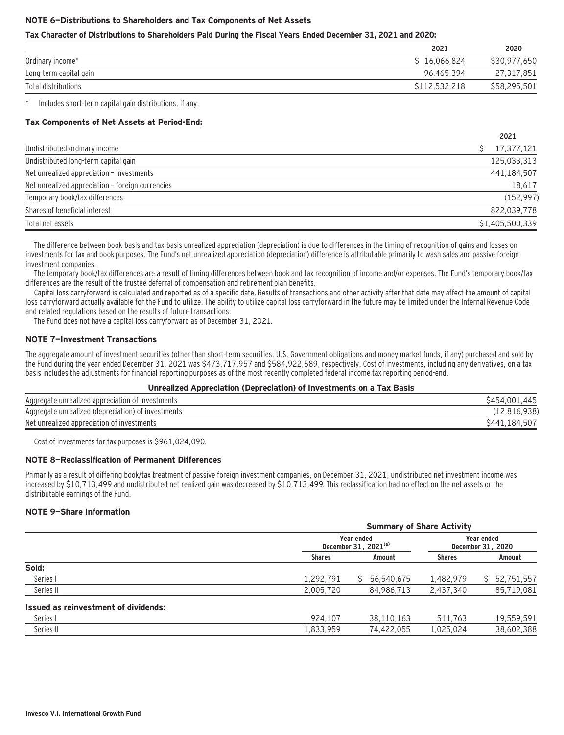### NOTE 6—Distributions to Shareholders and Tax Components of Net Assets

**Tax Character of Distributions to Shareholders Paid During the Fiscal Years Ended December 31, 2021 and 2020:**

| | 2021 | 2020 |
|---|---|---|
| Ordinary income* | $ 16,066,824 | $30,977,650 |
| Long-term capital gain | 96,465,394 | 27,317,851 |
| Total distributions | $112,532,218 | $58,295,501 |

\* Includes short-term capital gain distributions, if any.

**Tax Components of Net Assets at Period-End:**

| | 2021 |
|---|---|
| Undistributed ordinary income | $ 17,377,121 |
| Undistributed long-term capital gain | 125,033,313 |
| Net unrealized appreciation – investments | 441,184,507 |
| Net unrealized appreciation – foreign currencies | 18,617 |
| Temporary book/tax differences | (152,997) |
| Shares of beneficial interest | 822,039,778 |
| Total net assets | $1,405,500,339 |

The difference between book-basis and tax-basis unrealized appreciation (depreciation) is due to differences in the timing of recognition of gains and losses on investments for tax and book purposes. The Fund's net unrealized appreciation (depreciation) difference is attributable primarily to wash sales and passive foreign investment companies.

The temporary book/tax differences are a result of timing differences between book and tax recognition of income and/or expenses. The Fund's temporary book/tax differences are the result of the trustee deferral of compensation and retirement plan benefits.

Capital loss carryforward is calculated and reported as of a specific date. Results of transactions and other activity after that date may affect the amount of capital loss carryforward actually available for the Fund to utilize. The ability to utilize capital loss carryforward in the future may be limited under the Internal Revenue Code and related regulations based on the results of future transactions.

The Fund does not have a capital loss carryforward as of December 31, 2021.

### NOTE 7—Investment Transactions

The aggregate amount of investment securities (other than short-term securities, U.S. Government obligations and money market funds, if any) purchased and sold by the Fund during the year ended December 31, 2021 was $473,717,957 and $584,922,589, respectively. Cost of investments, including any derivatives, on a tax basis includes the adjustments for financial reporting purposes as of the most recently completed federal income tax reporting period-end.

**Unrealized Appreciation (Depreciation) of Investments on a Tax Basis**

| | |
|---|---|
| Aggregate unrealized appreciation of investments | $454,001,445 |
| Aggregate unrealized (depreciation) of investments | (12,816,938) |
| Net unrealized appreciation of investments | $441,184,507 |

Cost of investments for tax purposes is $961,024,090.

### NOTE 8—Reclassification of Permanent Differences

Primarily as a result of differing book/tax treatment of passive foreign investment companies, on December 31, 2021, undistributed net investment income was increased by $10,713,499 and undistributed net realized gain was decreased by $10,713,499. This reclassification had no effect on the net assets or the distributable earnings of the Fund.

### NOTE 9—Share Information

| | Summary of Share Activity | | | |
|---|---|---|---|---|
| | Year ended December 31, 2021[(a)] | | Year ended December 31, 2020 | |
| | Shares | Amount | Shares | Amount |
| **Sold:** | | | | |
| Series I | 1,292,791 | $ 56,540,675 | 1,482,979 | $ 52,751,557 |
| Series II | 2,005,720 | 84,986,713 | 2,437,340 | 85,719,081 |
| **Issued as reinvestment of dividends:** | | | | |
| Series I | 924,107 | 38,110,163 | 511,763 | 19,559,591 |
| Series II | 1,833,959 | 74,422,055 | 1,025,024 | 38,602,388 |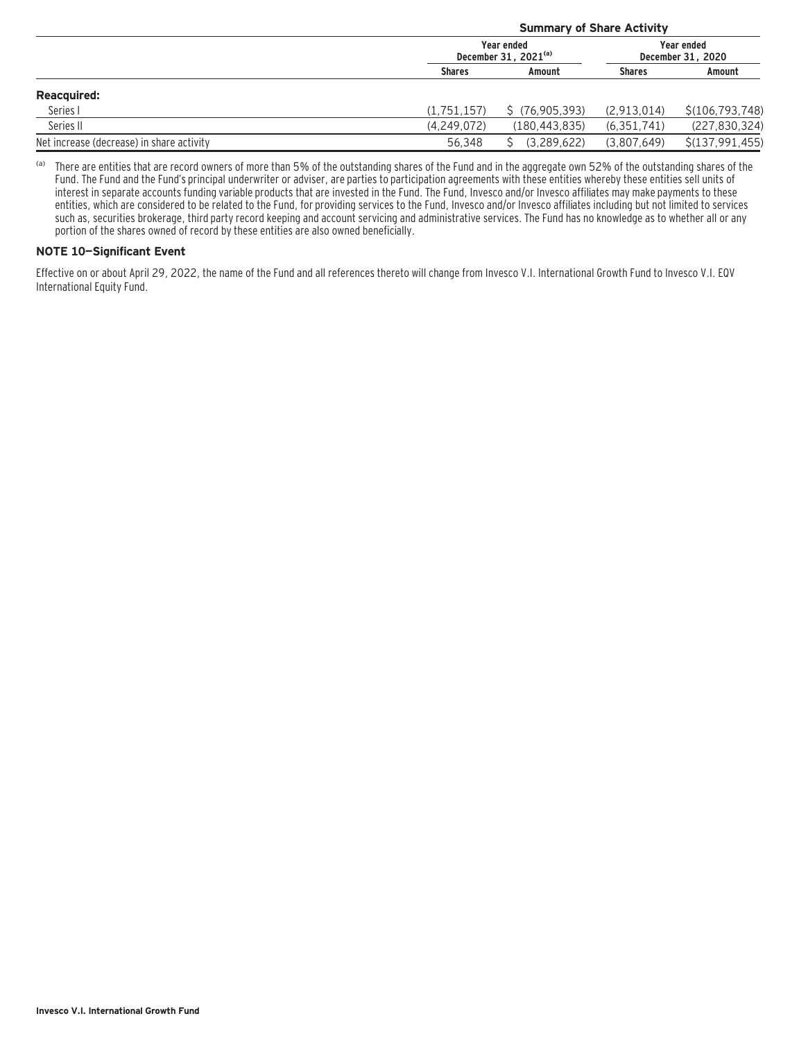| | Summary of Share Activity | | | |
|---|---|---|---|---|
| | Year ended December 31, 2021[(a)] | | Year ended December 31, 2020 | |
| | Shares | Amount | Shares | Amount |
| **Reacquired:** | | | | |
| Series I | (1,751,157) | $ (76,905,393) | (2,913,014) | $(106,793,748) |
| Series II | (4,249,072) | (180,443,835) | (6,351,741) | (227,830,324) |
| Net increase (decrease) in share activity | 56,348 | $ (3,289,622) | (3,807,649) | $(137,991,455) |

(a) There are entities that are record owners of more than 5% of the outstanding shares of the Fund and in the aggregate own 52% of the outstanding shares of the Fund. The Fund and the Fund's principal underwriter or adviser, are parties to participation agreements with these entities whereby these entities sell units of interest in separate accounts funding variable products that are invested in the Fund. The Fund, Invesco and/or Invesco affiliates may make payments to these entities, which are considered to be related to the Fund, for providing services to the Fund, Invesco and/or Invesco affiliates including but not limited to services such as, securities brokerage, third party record keeping and account servicing and administrative services. The Fund has no knowledge as to whether all or any portion of the shares owned of record by these entities are also owned beneficially.

### NOTE 10—Significant Event

Effective on or about April 29, 2022, the name of the Fund and all references thereto will change from Invesco V.I. International Growth Fund to Invesco V.I. EQV International Equity Fund.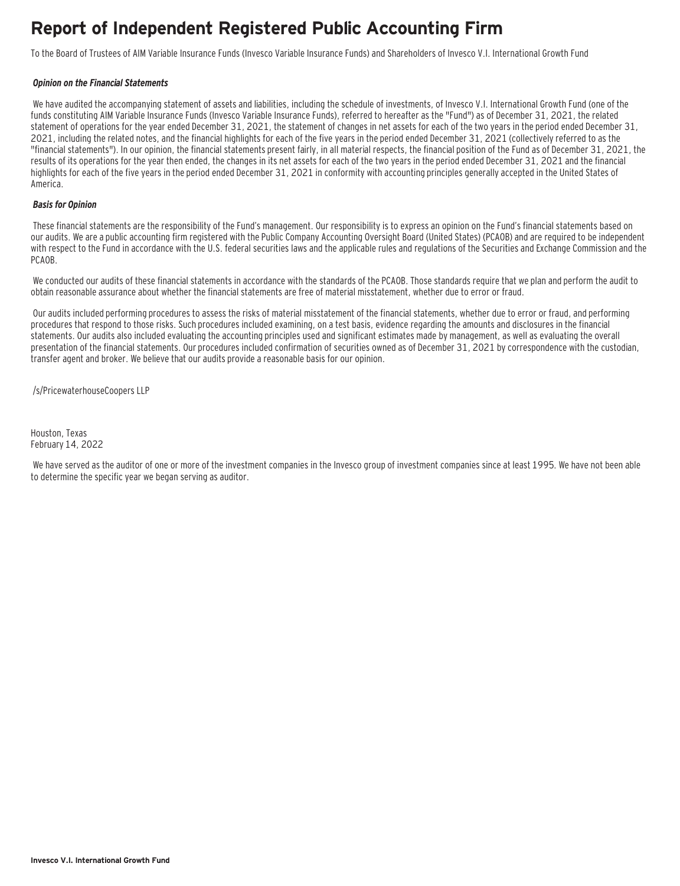# Report of Independent Registered Public Accounting Firm

To the Board of Trustees of AIM Variable Insurance Funds (Invesco Variable Insurance Funds) and Shareholders of Invesco V.I. International Growth Fund

***Opinion on the Financial Statements***

We have audited the accompanying statement of assets and liabilities, including the schedule of investments, of Invesco V.I. International Growth Fund (one of the funds constituting AIM Variable Insurance Funds (Invesco Variable Insurance Funds), referred to hereafter as the "Fund") as of December 31, 2021, the related statement of operations for the year ended December 31, 2021, the statement of changes in net assets for each of the two years in the period ended December 31, 2021, including the related notes, and the financial highlights for each of the five years in the period ended December 31, 2021 (collectively referred to as the "financial statements"). In our opinion, the financial statements present fairly, in all material respects, the financial position of the Fund as of December 31, 2021, the results of its operations for the year then ended, the changes in its net assets for each of the two years in the period ended December 31, 2021 and the financial highlights for each of the five years in the period ended December 31, 2021 in conformity with accounting principles generally accepted in the United States of America.

***Basis for Opinion***

These financial statements are the responsibility of the Fund's management. Our responsibility is to express an opinion on the Fund's financial statements based on our audits. We are a public accounting firm registered with the Public Company Accounting Oversight Board (United States) (PCAOB) and are required to be independent with respect to the Fund in accordance with the U.S. federal securities laws and the applicable rules and regulations of the Securities and Exchange Commission and the PCAOB.

We conducted our audits of these financial statements in accordance with the standards of the PCAOB. Those standards require that we plan and perform the audit to obtain reasonable assurance about whether the financial statements are free of material misstatement, whether due to error or fraud.

Our audits included performing procedures to assess the risks of material misstatement of the financial statements, whether due to error or fraud, and performing procedures that respond to those risks. Such procedures included examining, on a test basis, evidence regarding the amounts and disclosures in the financial statements. Our audits also included evaluating the accounting principles used and significant estimates made by management, as well as evaluating the overall presentation of the financial statements. Our procedures included confirmation of securities owned as of December 31, 2021 by correspondence with the custodian, transfer agent and broker. We believe that our audits provide a reasonable basis for our opinion.

/s/PricewaterhouseCoopers LLP

Houston, Texas
February 14, 2022

We have served as the auditor of one or more of the investment companies in the Invesco group of investment companies since at least 1995. We have not been able to determine the specific year we began serving as auditor.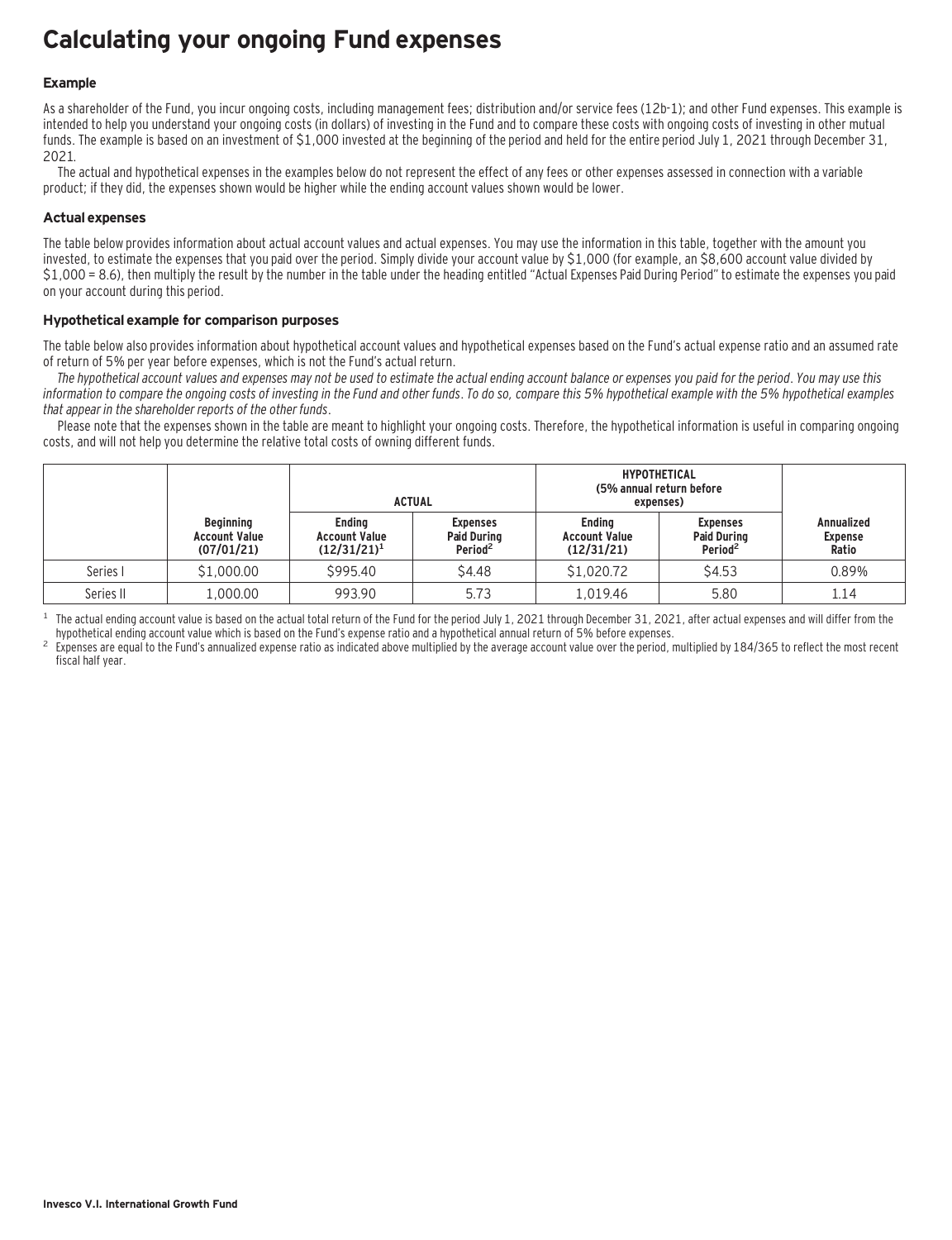# Calculating your ongoing Fund expenses

### Example

As a shareholder of the Fund, you incur ongoing costs, including management fees; distribution and/or service fees (12b-1); and other Fund expenses. This example is intended to help you understand your ongoing costs (in dollars) of investing in the Fund and to compare these costs with ongoing costs of investing in other mutual funds. The example is based on an investment of $1,000 invested at the beginning of the period and held for the entire period July 1, 2021 through December 31, 2021.

The actual and hypothetical expenses in the examples below do not represent the effect of any fees or other expenses assessed in connection with a variable product; if they did, the expenses shown would be higher while the ending account values shown would be lower.

### Actual expenses

The table below provides information about actual account values and actual expenses. You may use the information in this table, together with the amount you invested, to estimate the expenses that you paid over the period. Simply divide your account value by $1,000 (for example, an $8,600 account value divided by $1,000 = 8.6), then multiply the result by the number in the table under the heading entitled "Actual Expenses Paid During Period" to estimate the expenses you paid on your account during this period.

### Hypothetical example for comparison purposes

The table below also provides information about hypothetical account values and hypothetical expenses based on the Fund's actual expense ratio and an assumed rate of return of 5% per year before expenses, which is not the Fund's actual return.

*The hypothetical account values and expenses may not be used to estimate the actual ending account balance or expenses you paid for the period. You may use this information to compare the ongoing costs of investing in the Fund and other funds. To do so, compare this 5% hypothetical example with the 5% hypothetical examples that appear in the shareholder reports of the other funds.*

Please note that the expenses shown in the table are meant to highlight your ongoing costs. Therefore, the hypothetical information is useful in comparing ongoing costs, and will not help you determine the relative total costs of owning different funds.

| | | ACTUAL | | HYPOTHETICAL (5% annual return before expenses) | | |
|---|---|---|---|---|---|---|
| | Beginning Account Value (07/01/21) | Ending Account Value (12/31/21)[1] | Expenses Paid During Period[2] | Ending Account Value (12/31/21) | Expenses Paid During Period[2] | Annualized Expense Ratio |
| Series I | $1,000.00 | $995.40 | $4.48 | $1,020.72 | $4.53 | 0.89% |
| Series II | 1,000.00 | 993.90 | 5.73 | 1,019.46 | 5.80 | 1.14 |

[1] The actual ending account value is based on the actual total return of the Fund for the period July 1, 2021 through December 31, 2021, after actual expenses and will differ from the hypothetical ending account value which is based on the Fund's expense ratio and a hypothetical annual return of 5% before expenses.

[2] Expenses are equal to the Fund's annualized expense ratio as indicated above multiplied by the average account value over the period, multiplied by 184/365 to reflect the most recent fiscal half year.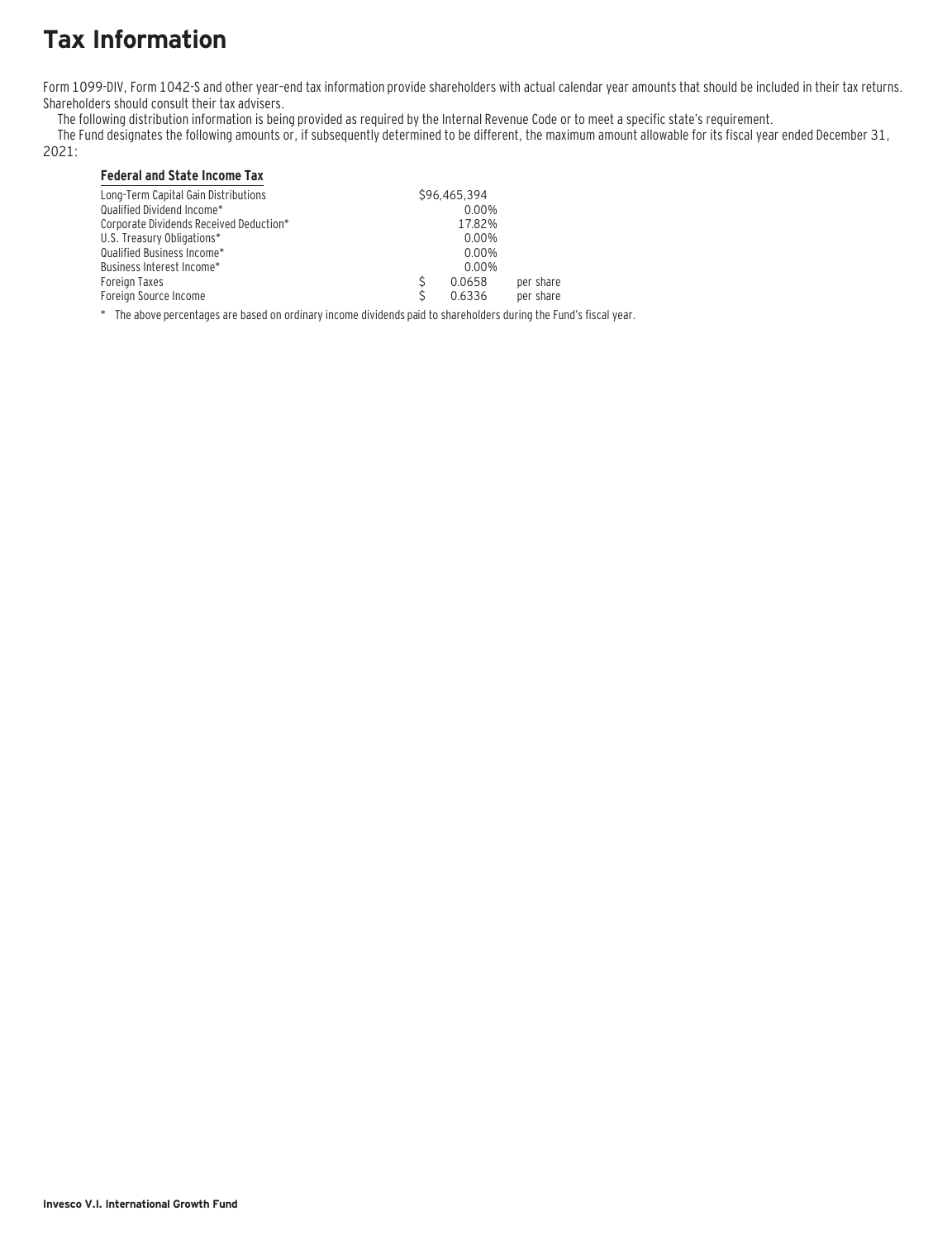# Tax Information

Form 1099-DIV, Form 1042-S and other year-end tax information provide shareholders with actual calendar year amounts that should be included in their tax returns. Shareholders should consult their tax advisers.

The following distribution information is being provided as required by the Internal Revenue Code or to meet a specific state's requirement.

The Fund designates the following amounts or, if subsequently determined to be different, the maximum amount allowable for its fiscal year ended December 31, 2021:

| Federal and State Income Tax | | | |
|---|---|---|---|
| Long-Term Capital Gain Distributions | | $96,465,394 | |
| Qualified Dividend Income* | | 0.00% | |
| Corporate Dividends Received Deduction* | | 17.82% | |
| U.S. Treasury Obligations* | | 0.00% | |
| Qualified Business Income* | | 0.00% | |
| Business Interest Income* | | 0.00% | |
| Foreign Taxes | $ | 0.0658 | per share |
| Foreign Source Income | $ | 0.6336 | per share |

\* The above percentages are based on ordinary income dividends paid to shareholders during the Fund's fiscal year.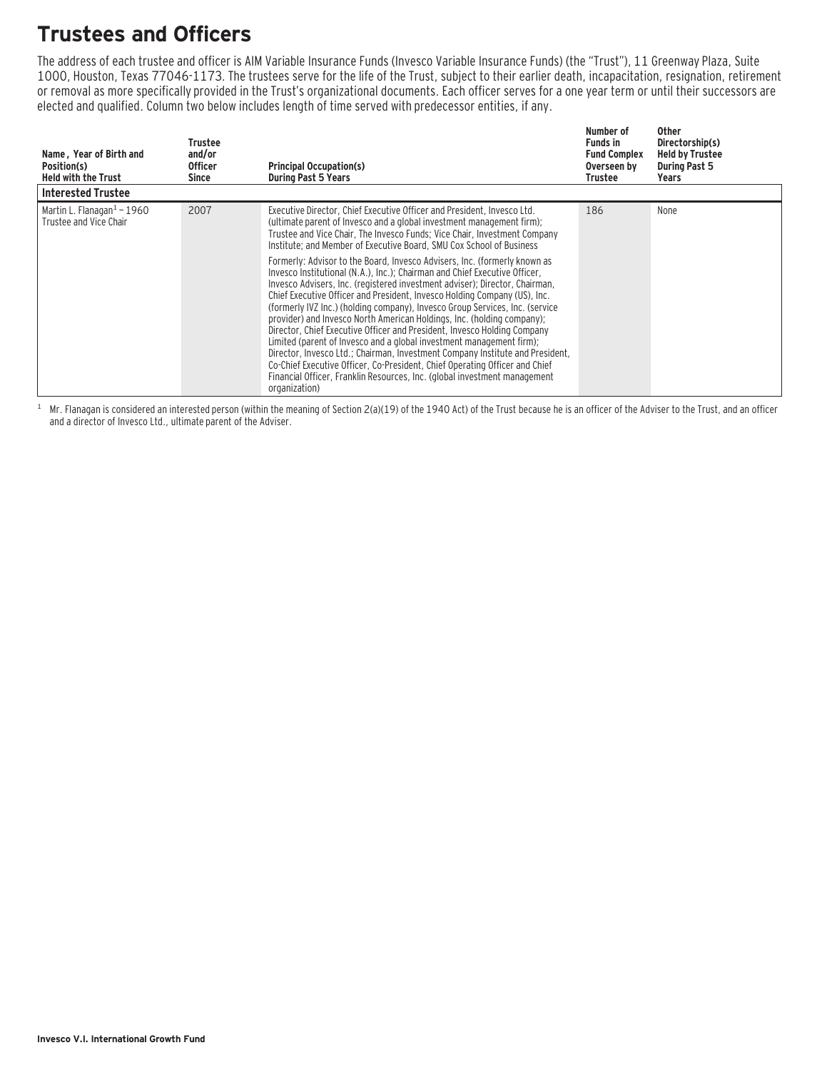# Trustees and Officers

The address of each trustee and officer is AIM Variable Insurance Funds (Invesco Variable Insurance Funds) (the "Trust"), 11 Greenway Plaza, Suite 1000, Houston, Texas 77046-1173. The trustees serve for the life of the Trust, subject to their earlier death, incapacitation, resignation, retirement or removal as more specifically provided in the Trust's organizational documents. Each officer serves for a one year term or until their successors are elected and qualified. Column two below includes length of time served with predecessor entities, if any.

| Name, Year of Birth and Position(s) Held with the Trust | Trustee and/or Officer Since | Principal Occupation(s) During Past 5 Years | Number of Funds in Fund Complex Overseen by Trustee | Other Directorship(s) Held by Trustee During Past 5 Years |
|---|---|---|---|---|
| **Interested Trustee** | | | | |
| Martin L. Flanagan[1] – 1960 Trustee and Vice Chair | 2007 | Executive Director, Chief Executive Officer and President, Invesco Ltd. (ultimate parent of Invesco and a global investment management firm); Trustee and Vice Chair, The Invesco Funds; Vice Chair, Investment Company Institute; and Member of Executive Board, SMU Cox School of Business<br><br>Formerly: Advisor to the Board, Invesco Advisers, Inc. (formerly known as Invesco Institutional (N.A.), Inc.); Chairman and Chief Executive Officer, Invesco Advisers, Inc. (registered investment adviser); Director, Chairman, Chief Executive Officer and President, Invesco Holding Company (US), Inc. (formerly IVZ Inc.) (holding company), Invesco Group Services, Inc. (service provider) and Invesco North American Holdings, Inc. (holding company); Director, Chief Executive Officer and President, Invesco Holding Company Limited (parent of Invesco and a global investment management firm); Director, Invesco Ltd.; Chairman, Investment Company Institute and President, Co-Chief Executive Officer, Co-President, Chief Operating Officer and Chief Financial Officer, Franklin Resources, Inc. (global investment management organization) | 186 | None |

[1] Mr. Flanagan is considered an interested person (within the meaning of Section 2(a)(19) of the 1940 Act) of the Trust because he is an officer of the Adviser to the Trust, and an officer and a director of Invesco Ltd., ultimate parent of the Adviser.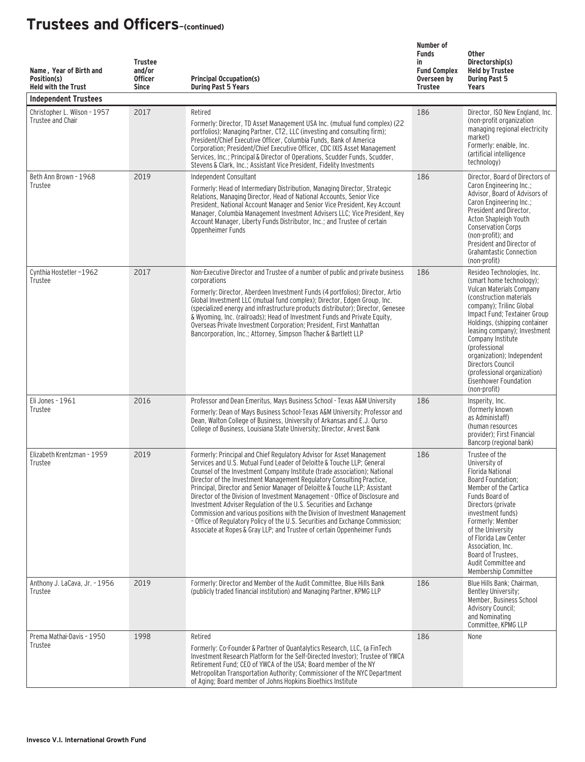# Trustees and Officers–(continued)

| Name, Year of Birth and Position(s) Held with the Trust | Trustee and/or Officer Since | Principal Occupation(s) During Past 5 Years | Number of Funds in Fund Complex Overseen by Trustee | Other Directorship(s) Held by Trustee During Past 5 Years |
|---|---|---|---|---|
| **Independent Trustees** | | | | |
| Christopher L. Wilson - 1957 Trustee and Chair | 2017 | Retired<br>Formerly: Director, TD Asset Management USA Inc. (mutual fund complex) (22 portfolios); Managing Partner, CT2, LLC (investing and consulting firm); President/Chief Executive Officer, Columbia Funds, Bank of America Corporation; President/Chief Executive Officer, CDC IXIS Asset Management Services, Inc.; Principal & Director of Operations, Scudder Funds, Scudder, Stevens & Clark, Inc.; Assistant Vice President, Fidelity Investments | 186 | Director, ISO New England, Inc. (non-profit organization managing regional electricity market)<br>Formerly: enaible, Inc. (artificial intelligence technology) |
| Beth Ann Brown - 1968 Trustee | 2019 | Independent Consultant<br>Formerly: Head of Intermediary Distribution, Managing Director, Strategic Relations, Managing Director, Head of National Accounts, Senior Vice President, National Account Manager and Senior Vice President, Key Account Manager, Columbia Management Investment Advisers LLC; Vice President, Key Account Manager, Liberty Funds Distributor, Inc.; and Trustee of certain Oppenheimer Funds | 186 | Director, Board of Directors of Caron Engineering Inc.; Advisor, Board of Advisors of Caron Engineering Inc.; President and Director, Acton Shapleigh Youth Conservation Corps (non-profit); and President and Director of Grahamtastic Connection (non-profit) |
| Cynthia Hostetler –1962 Trustee | 2017 | Non-Executive Director and Trustee of a number of public and private business corporations<br>Formerly: Director, Aberdeen Investment Funds (4 portfolios); Director, Artio Global Investment LLC (mutual fund complex); Director, Edgen Group, Inc. (specialized energy and infrastructure products distributor); Director, Genesee & Wyoming, Inc. (railroads); Head of Investment Funds and Private Equity, Overseas Private Investment Corporation; President, First Manhattan Bancorporation, Inc.; Attorney, Simpson Thacher & Bartlett LLP | 186 | Resideo Technologies, Inc. (smart home technology); Vulcan Materials Company (construction materials company); Trilinc Global Impact Fund; Textainer Group Holdings, (shipping container leasing company); Investment Company Institute (professional organization); Independent Directors Council (professional organization) Eisenhower Foundation (non-profit) |
| Eli Jones - 1961 Trustee | 2016 | Professor and Dean Emeritus, Mays Business School - Texas A&M University<br>Formerly: Dean of Mays Business School-Texas A&M University; Professor and Dean, Walton College of Business, University of Arkansas and E.J. Ourso College of Business, Louisiana State University; Director, Arvest Bank | 186 | Insperity, Inc. (formerly known as Administaff) (human resources provider); First Financial Bancorp (regional bank) |
| Elizabeth Krentzman - 1959 Trustee | 2019 | Formerly: Principal and Chief Regulatory Advisor for Asset Management Services and U.S. Mutual Fund Leader of Deloitte & Touche LLP; General Counsel of the Investment Company Institute (trade association); National Director of the Investment Management Regulatory Consulting Practice, Principal, Director and Senior Manager of Deloitte & Touche LLP; Assistant Director of the Division of Investment Management - Office of Disclosure and Investment Adviser Regulation of the U.S. Securities and Exchange Commission and various positions with the Division of Investment Management – Office of Regulatory Policy of the U.S. Securities and Exchange Commission; Associate at Ropes & Gray LLP; and Trustee of certain Oppenheimer Funds | 186 | Trustee of the University of Florida National Board Foundation; Member of the Cartica Funds Board of Directors (private investment funds)<br>Formerly: Member of the University of Florida Law Center Association, Inc. Board of Trustees, Audit Committee and Membership Committee |
| Anthony J. LaCava, Jr. - 1956 Trustee | 2019 | Formerly: Director and Member of the Audit Committee, Blue Hills Bank (publicly traded financial institution) and Managing Partner, KPMG LLP | 186 | Blue Hills Bank; Chairman, Bentley University; Member, Business School Advisory Council; and Nominating Committee, KPMG LLP |
| Prema Mathai-Davis - 1950 Trustee | 1998 | Retired<br>Formerly: Co-Founder & Partner of Quantalytics Research, LLC, (a FinTech Investment Research Platform for the Self-Directed Investor); Trustee of YWCA Retirement Fund; CEO of YWCA of the USA; Board member of the NY Metropolitan Transportation Authority; Commissioner of the NYC Department of Aging; Board member of Johns Hopkins Bioethics Institute | 186 | None |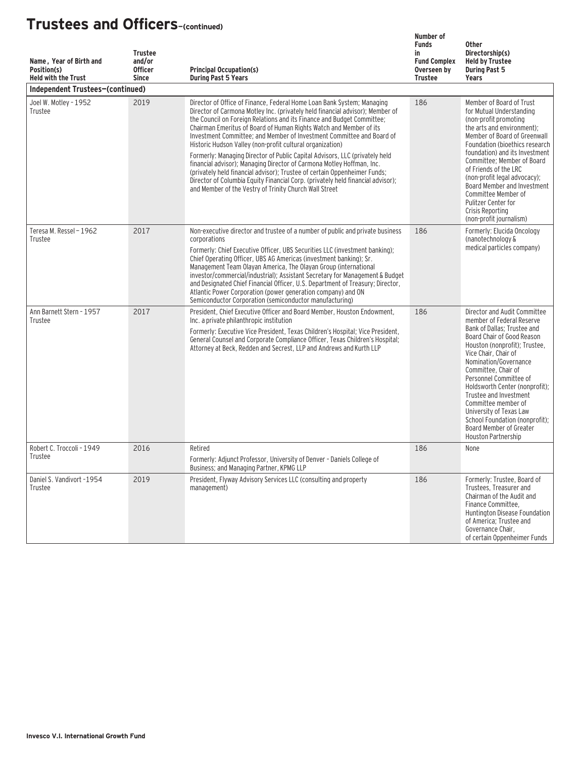# Trustees and Officers–(continued)

| Name, Year of Birth and Position(s) Held with the Trust | Trustee and/or Officer Since | Principal Occupation(s) During Past 5 Years | Number of Funds in Fund Complex Overseen by Trustee | Other Directorship(s) Held by Trustee During Past 5 Years |
|---|---|---|---|---|
| **Independent Trustees–(continued)** | | | | |
| Joel W. Motley - 1952 Trustee | 2019 | Director of Office of Finance, Federal Home Loan Bank System; Managing Director of Carmona Motley Inc. (privately held financial advisor); Member of the Council on Foreign Relations and its Finance and Budget Committee; Chairman Emeritus of Board of Human Rights Watch and Member of its Investment Committee; and Member of Investment Committee and Board of Historic Hudson Valley (non-profit cultural organization)<br>Formerly: Managing Director of Public Capital Advisors, LLC (privately held financial advisor); Managing Director of Carmona Motley Hoffman, Inc. (privately held financial advisor); Trustee of certain Oppenheimer Funds; Director of Columbia Equity Financial Corp. (privately held financial advisor); and Member of the Vestry of Trinity Church Wall Street | 186 | Member of Board of Trust for Mutual Understanding (non-profit promoting the arts and environment); Member of Board of Greenwall Foundation (bioethics research foundation) and its Investment Committee; Member of Board of Friends of the LRC (non-profit legal advocacy); Board Member and Investment Committee Member of Pulitzer Center for Crisis Reporting (non-profit journalism) |
| Teresa M. Ressel - 1962 Trustee | 2017 | Non-executive director and trustee of a number of public and private business corporations<br>Formerly: Chief Executive Officer, UBS Securities LLC (investment banking); Chief Operating Officer, UBS AG Americas (investment banking); Sr. Management Team Olayan America, The Olayan Group (international investor/commercial/industrial); Assistant Secretary for Management & Budget and Designated Chief Financial Officer, U.S. Department of Treasury; Director, Atlantic Power Corporation (power generation company) and ON Semiconductor Corporation (semiconductor manufacturing) | 186 | Formerly: Elucida Oncology (nanotechnology & medical particles company) |
| Ann Barnett Stern - 1957 Trustee | 2017 | President, Chief Executive Officer and Board Member, Houston Endowment, Inc. a private philanthropic institution<br>Formerly: Executive Vice President, Texas Children's Hospital; Vice President, General Counsel and Corporate Compliance Officer, Texas Children's Hospital; Attorney at Beck, Redden and Secrest, LLP and Andrews and Kurth LLP | 186 | Director and Audit Committee member of Federal Reserve Bank of Dallas; Trustee and Board Chair of Good Reason Houston (nonprofit); Trustee, Vice Chair, Chair of Nomination/Governance Committee, Chair of Personnel Committee of Holdsworth Center (nonprofit); Trustee and Investment Committee member of University of Texas Law School Foundation (nonprofit); Board Member of Greater Houston Partnership |
| Robert C. Troccoli - 1949 Trustee | 2016 | Retired<br>Formerly: Adjunct Professor, University of Denver – Daniels College of Business; and Managing Partner, KPMG LLP | 186 | None |
| Daniel S. Vandivort -1954 Trustee | 2019 | President, Flyway Advisory Services LLC (consulting and property management) | 186 | Formerly: Trustee, Board of Trustees, Treasurer and Chairman of the Audit and Finance Committee, Huntington Disease Foundation of America; Trustee and Governance Chair, of certain Oppenheimer Funds |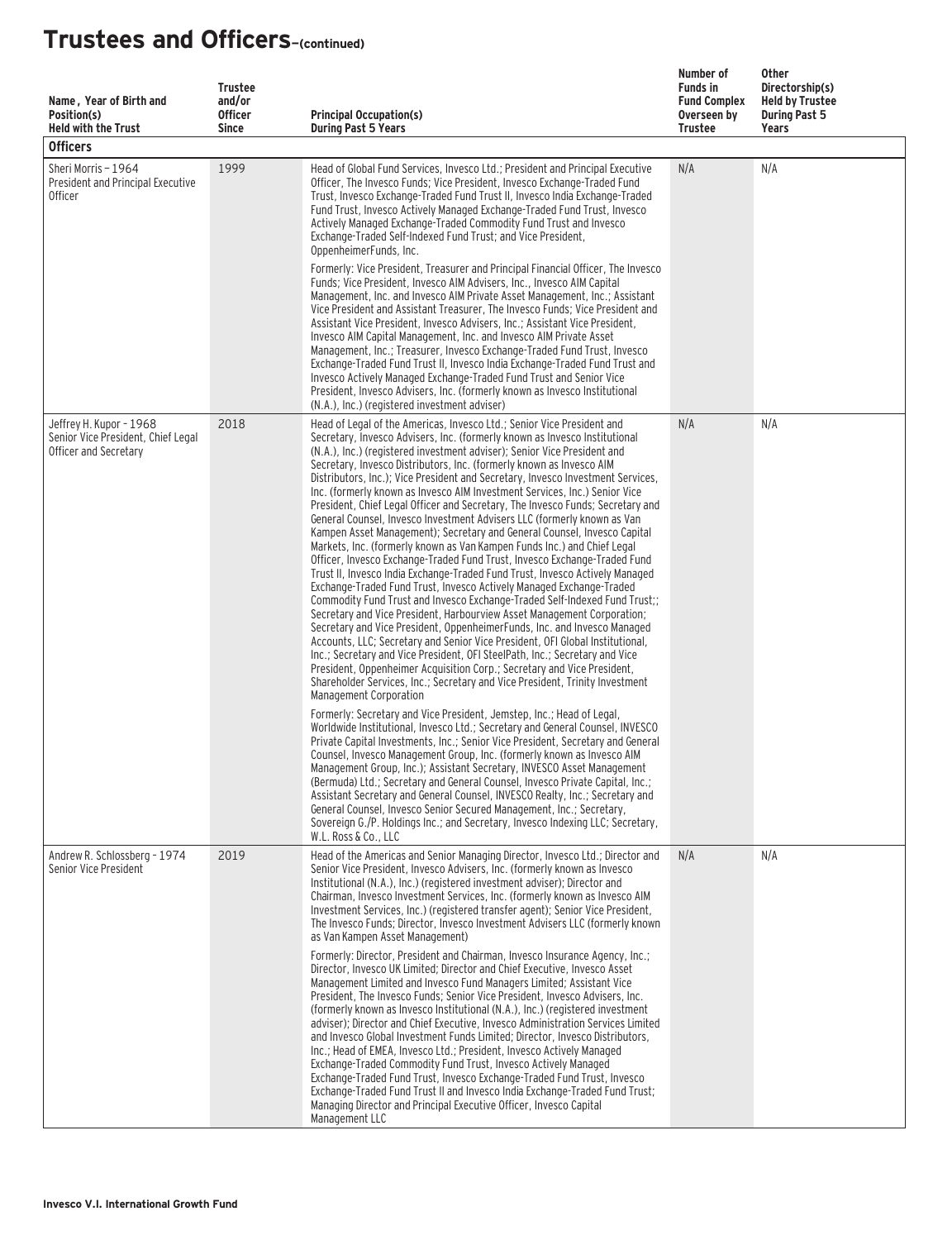# Trustees and Officers–(continued)

| Name, Year of Birth and Position(s) Held with the Trust | Trustee and/or Officer Since | Principal Occupation(s) During Past 5 Years | Number of Funds in Fund Complex Overseen by Trustee | Other Directorship(s) Held by Trustee During Past 5 Years |
|---|---|---|---|---|
| **Officers** | | | | |
| Sheri Morris – 1964 President and Principal Executive Officer | 1999 | Head of Global Fund Services, Invesco Ltd.; President and Principal Executive Officer, The Invesco Funds; Vice President, Invesco Exchange-Traded Fund Trust, Invesco Exchange-Traded Fund Trust II, Invesco India Exchange-Traded Fund Trust, Invesco Actively Managed Exchange-Traded Fund Trust, Invesco Actively Managed Exchange-Traded Commodity Fund Trust and Invesco Exchange-Traded Self-Indexed Fund Trust; and Vice President, OppenheimerFunds, Inc.<br><br>Formerly: Vice President, Treasurer and Principal Financial Officer, The Invesco Funds; Vice President, Invesco AIM Advisers, Inc., Invesco AIM Capital Management, Inc. and Invesco AIM Private Asset Management, Inc.; Assistant Vice President and Assistant Treasurer, The Invesco Funds; Vice President and Assistant Vice President, Invesco Advisers, Inc.; Assistant Vice President, Invesco AIM Capital Management, Inc. and Invesco AIM Private Asset Management, Inc.; Treasurer, Invesco Exchange-Traded Fund Trust, Invesco Exchange-Traded Fund Trust II, Invesco India Exchange-Traded Fund Trust and Invesco Actively Managed Exchange-Traded Fund Trust and Senior Vice President, Invesco Advisers, Inc. (formerly known as Invesco Institutional (N.A.), Inc.) (registered investment adviser) | N/A | N/A |
| Jeffrey H. Kupor - 1968 Senior Vice President, Chief Legal Officer and Secretary | 2018 | Head of Legal of the Americas, Invesco Ltd.; Senior Vice President and Secretary, Invesco Advisers, Inc. (formerly known as Invesco Institutional (N.A.), Inc.) (registered investment adviser); Senior Vice President and Secretary, Invesco Distributors, Inc. (formerly known as Invesco AIM Distributors, Inc.); Vice President and Secretary, Invesco Investment Services, Inc. (formerly known as Invesco AIM Investment Services, Inc.) Senior Vice President, Chief Legal Officer and Secretary, The Invesco Funds; Secretary and General Counsel, Invesco Investment Advisers LLC (formerly known as Van Kampen Asset Management); Secretary and General Counsel, Invesco Capital Markets, Inc. (formerly known as Van Kampen Funds Inc.) and Chief Legal Officer, Invesco Exchange-Traded Fund Trust, Invesco Exchange-Traded Fund Trust II, Invesco India Exchange-Traded Fund Trust, Invesco Actively Managed Exchange-Traded Fund Trust, Invesco Actively Managed Exchange-Traded Commodity Fund Trust and Invesco Exchange-Traded Self-Indexed Fund Trust;; Secretary and Vice President, Harbourview Asset Management Corporation; Secretary and Vice President, OppenheimerFunds, Inc. and Invesco Managed Accounts, LLC; Secretary and Senior Vice President, OFI Global Institutional, Inc.; Secretary and Vice President, OFI SteelPath, Inc.; Secretary and Vice President, Oppenheimer Acquisition Corp.; Secretary and Vice President, Shareholder Services, Inc.; Secretary and Vice President, Trinity Investment Management Corporation<br><br>Formerly: Secretary and Vice President, Jemstep, Inc.; Head of Legal, Worldwide Institutional, Invesco Ltd.; Secretary and General Counsel, INVESCO Private Capital Investments, Inc.; Senior Vice President, Secretary and General Counsel, Invesco Management Group, Inc. (formerly known as Invesco AIM Management Group, Inc.); Assistant Secretary, INVESCO Asset Management (Bermuda) Ltd.; Secretary and General Counsel, Invesco Private Capital, Inc.; Assistant Secretary and General Counsel, INVESCO Realty, Inc.; Secretary and General Counsel, Invesco Senior Secured Management, Inc.; Secretary, Sovereign G./P. Holdings Inc.; and Secretary, Invesco Indexing LLC; Secretary, W.L. Ross & Co., LLC | N/A | N/A |
| Andrew R. Schlossberg - 1974 Senior Vice President | 2019 | Head of the Americas and Senior Managing Director, Invesco Ltd.; Director and Senior Vice President, Invesco Advisers, Inc. (formerly known as Invesco Institutional (N.A.), Inc.) (registered investment adviser); Director and Chairman, Invesco Investment Services, Inc. (formerly known as Invesco AIM Investment Services, Inc.) (registered transfer agent); Senior Vice President, The Invesco Funds; Director, Invesco Investment Advisers LLC (formerly known as Van Kampen Asset Management)<br><br>Formerly: Director, President and Chairman, Invesco Insurance Agency, Inc.; Director, Invesco UK Limited; Director and Chief Executive, Invesco Asset Management Limited and Invesco Fund Managers Limited; Assistant Vice President, The Invesco Funds; Senior Vice President, Invesco Advisers, Inc. (formerly known as Invesco Institutional (N.A.), Inc.) (registered investment adviser); Director and Chief Executive, Invesco Administration Services Limited and Invesco Global Investment Funds Limited; Director, Invesco Distributors, Inc.; Head of EMEA, Invesco Ltd.; President, Invesco Actively Managed Exchange-Traded Commodity Fund Trust, Invesco Actively Managed Exchange-Traded Fund Trust, Invesco Exchange-Traded Fund Trust, Invesco Exchange-Traded Fund Trust II and Invesco India Exchange-Traded Fund Trust; Managing Director and Principal Executive Officer, Invesco Capital Management LLC | N/A | N/A |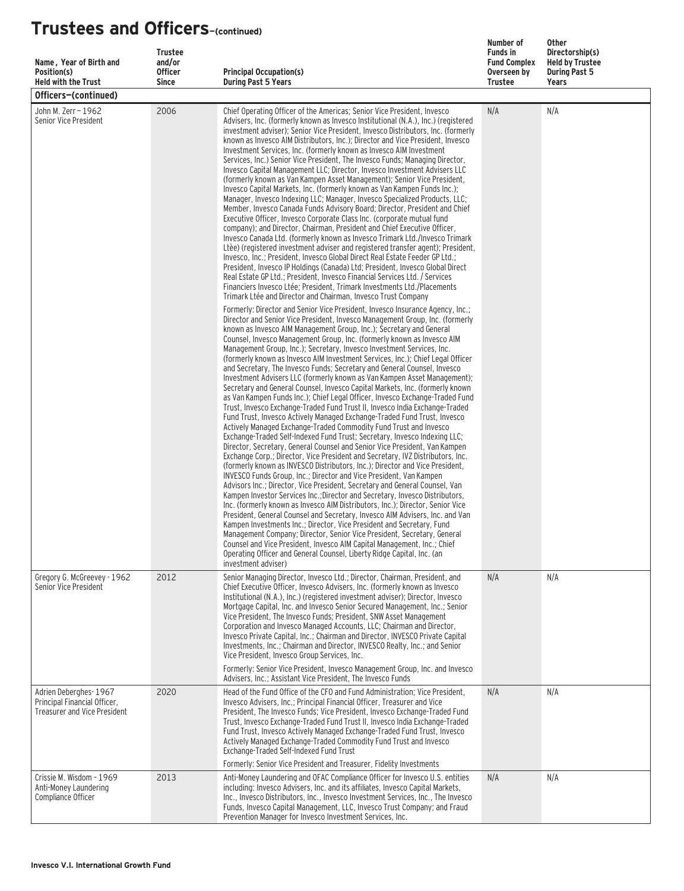# Trustees and Officers–(continued)

| Name, Year of Birth and Position(s) Held with the Trust | Trustee and/or Officer Since | Principal Occupation(s) During Past 5 Years | Number of Funds in Fund Complex Overseen by Trustee | Other Directorship(s) Held by Trustee During Past 5 Years |
|---|---|---|---|---|
| **Officers–(continued)** | | | | |
| John M. Zerr – 1962 Senior Vice President | 2006 | Chief Operating Officer of the Americas; Senior Vice President, Invesco Advisers, Inc. (formerly known as Invesco Institutional (N.A.), Inc.) (registered investment adviser); Senior Vice President, Invesco Distributors, Inc. (formerly known as Invesco AIM Distributors, Inc.); Director and Vice President, Invesco Investment Services, Inc. (formerly known as Invesco AIM Investment Services, Inc.) Senior Vice President, The Invesco Funds; Managing Director, Invesco Capital Management LLC; Director, Invesco Investment Advisers LLC (formerly known as Van Kampen Asset Management); Senior Vice President, Invesco Capital Markets, Inc. (formerly known as Van Kampen Funds Inc.); Manager, Invesco Indexing LLC; Manager, Invesco Specialized Products, LLC; Member, Invesco Canada Funds Advisory Board; Director, President and Chief Executive Officer, Invesco Corporate Class Inc. (corporate mutual fund company); and Director, Chairman, President and Chief Executive Officer, Invesco Canada Ltd. (formerly known as Invesco Trimark Ltd./Invesco Trimark Ltèe) (registered investment adviser and registered transfer agent); President, Invesco, Inc.; President, Invesco Global Direct Real Estate Feeder GP Ltd.; President, Invesco IP Holdings (Canada) Ltd; President, Invesco Global Direct Real Estate GP Ltd.; President, Invesco Financial Services Ltd. / Services Financiers Invesco Ltée; President, Trimark Investments Ltd./Placements Trimark Ltée and Director and Chairman, Invesco Trust Company<br><br>Formerly: Director and Senior Vice President, Invesco Insurance Agency, Inc.; Director and Senior Vice President, Invesco Management Group, Inc. (formerly known as Invesco AIM Management Group, Inc.); Secretary and General Counsel, Invesco Management Group, Inc. (formerly known as Invesco AIM Management Group, Inc.); Secretary, Invesco Investment Services, Inc. (formerly known as Invesco AIM Investment Services, Inc.); Chief Legal Officer and Secretary, The Invesco Funds; Secretary and General Counsel, Invesco Investment Advisers LLC (formerly known as Van Kampen Asset Management); Secretary and General Counsel, Invesco Capital Markets, Inc. (formerly known as Van Kampen Funds Inc.); Chief Legal Officer, Invesco Exchange-Traded Fund Trust, Invesco Exchange-Traded Fund Trust II, Invesco India Exchange-Traded Fund Trust, Invesco Actively Managed Exchange-Traded Fund Trust, Invesco Actively Managed Exchange-Traded Commodity Fund Trust and Invesco Exchange-Traded Self-Indexed Fund Trust; Secretary, Invesco Indexing LLC; Director, Secretary, General Counsel and Senior Vice President, Van Kampen Exchange Corp.; Director, Vice President and Secretary, IVZ Distributors, Inc. (formerly known as INVESCO Distributors, Inc.); Director and Vice President, INVESCO Funds Group, Inc.; Director and Vice President, Van Kampen Advisors Inc.; Director, Vice President, Secretary and General Counsel, Van Kampen Investor Services Inc.;Director and Secretary, Invesco Distributors, Inc. (formerly known as Invesco AIM Distributors, Inc.); Director, Senior Vice President, General Counsel and Secretary, Invesco AIM Advisers, Inc. and Van Kampen Investments Inc.; Director, Vice President and Secretary, Fund Management Company; Director, Senior Vice President, Secretary, General Counsel and Vice President, Invesco AIM Capital Management, Inc.; Chief Operating Officer and General Counsel, Liberty Ridge Capital, Inc. (an investment adviser) | N/A | N/A |
| Gregory G. McGreevey - 1962 Senior Vice President | 2012 | Senior Managing Director, Invesco Ltd.; Director, Chairman, President, and Chief Executive Officer, Invesco Advisers, Inc. (formerly known as Invesco Institutional (N.A.), Inc.) (registered investment adviser); Director, Invesco Mortgage Capital, Inc. and Invesco Senior Secured Management, Inc.; Senior Vice President, The Invesco Funds; President, SNW Asset Management Corporation and Invesco Managed Accounts, LLC; Chairman and Director, Invesco Private Capital, Inc.; Chairman and Director, INVESCO Private Capital Investments, Inc.; Chairman and Director, INVESCO Realty, Inc.; and Senior Vice President, Invesco Group Services, Inc.<br><br>Formerly: Senior Vice President, Invesco Management Group, Inc. and Invesco Advisers, Inc.; Assistant Vice President, The Invesco Funds | N/A | N/A |
| Adrien Deberghes- 1967 Principal Financial Officer, Treasurer and Vice President | 2020 | Head of the Fund Office of the CFO and Fund Administration; Vice President, Invesco Advisers, Inc.; Principal Financial Officer, Treasurer and Vice President, The Invesco Funds; Vice President, Invesco Exchange-Traded Fund Trust, Invesco Exchange-Traded Fund Trust II, Invesco India Exchange-Traded Fund Trust, Invesco Actively Managed Exchange-Traded Fund Trust, Invesco Actively Managed Exchange-Traded Commodity Fund Trust and Invesco Exchange-Traded Self-Indexed Fund Trust<br><br>Formerly: Senior Vice President and Treasurer, Fidelity Investments | N/A | N/A |
| Crissie M. Wisdom - 1969 Anti-Money Laundering Compliance Officer | 2013 | Anti-Money Laundering and OFAC Compliance Officer for Invesco U.S. entities including: Invesco Advisers, Inc. and its affiliates, Invesco Capital Markets, Inc., Invesco Distributors, Inc., Invesco Investment Services, Inc., The Invesco Funds, Invesco Capital Management, LLC, Invesco Trust Company; and Fraud Prevention Manager for Invesco Investment Services, Inc. | N/A | N/A |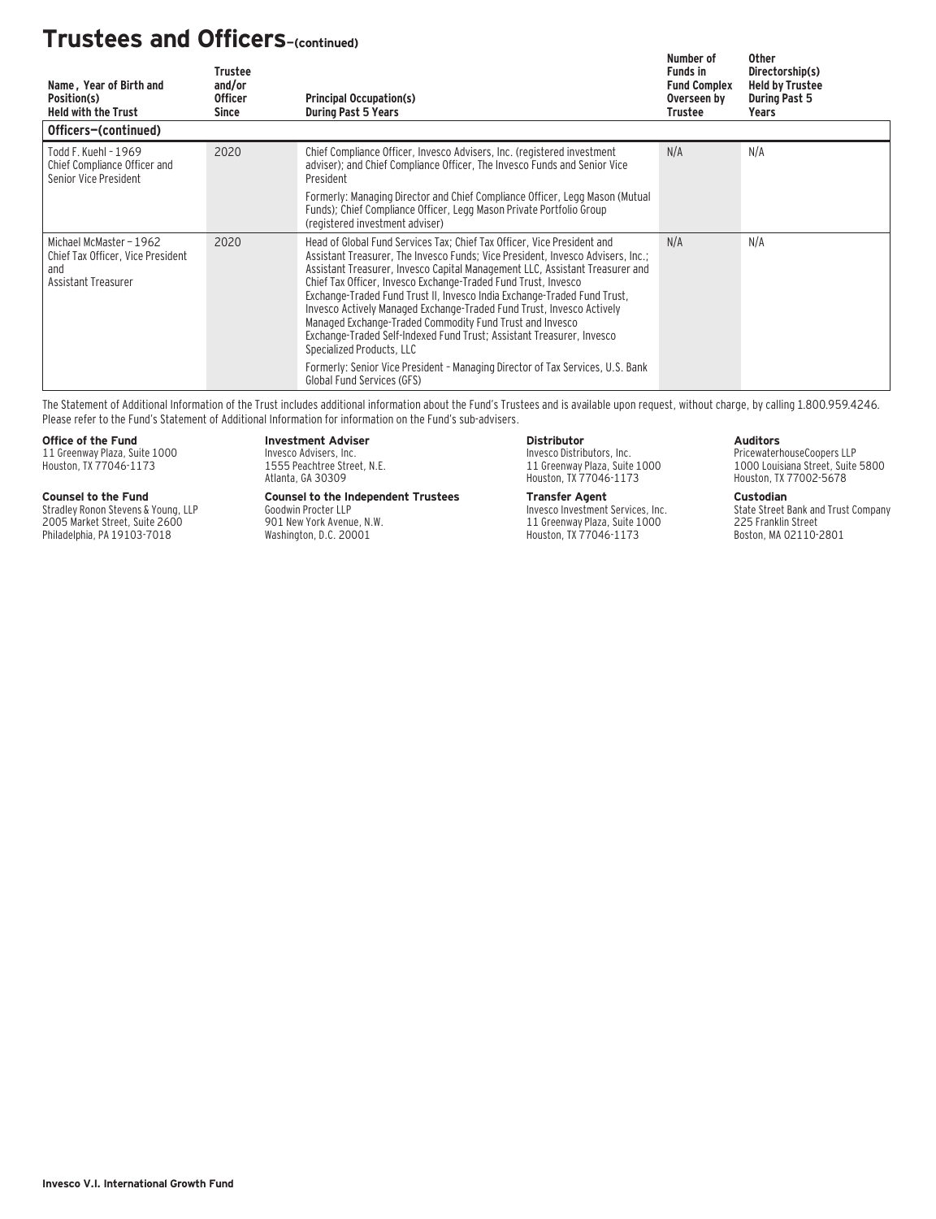# Trustees and Officers—(continued)

| Name, Year of Birth and Position(s) Held with the Trust | Trustee and/or Officer Since | Principal Occupation(s) During Past 5 Years | Number of Funds in Fund Complex Overseen by Trustee | Other Directorship(s) Held by Trustee During Past 5 Years |
|---|---|---|---|---|
| **Officers—(continued)** | | | | |
| Todd F. Kuehl - 1969 Chief Compliance Officer and Senior Vice President | 2020 | Chief Compliance Officer, Invesco Advisers, Inc. (registered investment adviser); and Chief Compliance Officer, The Invesco Funds and Senior Vice President<br><br>Formerly: Managing Director and Chief Compliance Officer, Legg Mason (Mutual Funds); Chief Compliance Officer, Legg Mason Private Portfolio Group (registered investment adviser) | N/A | N/A |
| Michael McMaster – 1962 Chief Tax Officer, Vice President and Assistant Treasurer | 2020 | Head of Global Fund Services Tax; Chief Tax Officer, Vice President and Assistant Treasurer, The Invesco Funds; Vice President, Invesco Advisers, Inc.; Assistant Treasurer, Invesco Capital Management LLC, Assistant Treasurer and Chief Tax Officer, Invesco Exchange-Traded Fund Trust, Invesco Exchange-Traded Fund Trust II, Invesco India Exchange-Traded Fund Trust, Invesco Actively Managed Exchange-Traded Fund Trust, Invesco Actively Managed Exchange-Traded Commodity Fund Trust and Invesco Exchange-Traded Self-Indexed Fund Trust; Assistant Treasurer, Invesco Specialized Products, LLC<br><br>Formerly: Senior Vice President - Managing Director of Tax Services, U.S. Bank Global Fund Services (GFS) | N/A | N/A |

The Statement of Additional Information of the Trust includes additional information about the Fund's Trustees and is available upon request, without charge, by calling 1.800.959.4246. Please refer to the Fund's Statement of Additional Information for information on the Fund's sub-advisers.

**Office of the Fund**
11 Greenway Plaza, Suite 1000
Houston, TX 77046-1173

**Counsel to the Fund**
Stradley Ronon Stevens & Young, LLP
2005 Market Street, Suite 2600
Philadelphia, PA 19103-7018

**Investment Adviser**
Invesco Advisers, Inc.
1555 Peachtree Street, N.E.
Atlanta, GA 30309

**Counsel to the Independent Trustees**
Goodwin Procter LLP
901 New York Avenue, N.W.
Washington, D.C. 20001

**Distributor**
Invesco Distributors, Inc.
11 Greenway Plaza, Suite 1000
Houston, TX 77046-1173

**Transfer Agent**
Invesco Investment Services, Inc.
11 Greenway Plaza, Suite 1000
Houston, TX 77046-1173

**Auditors**
PricewaterhouseCoopers LLP
1000 Louisiana Street, Suite 5800
Houston, TX 77002-5678

**Custodian**
State Street Bank and Trust Company
225 Franklin Street
Boston, MA 02110-2801